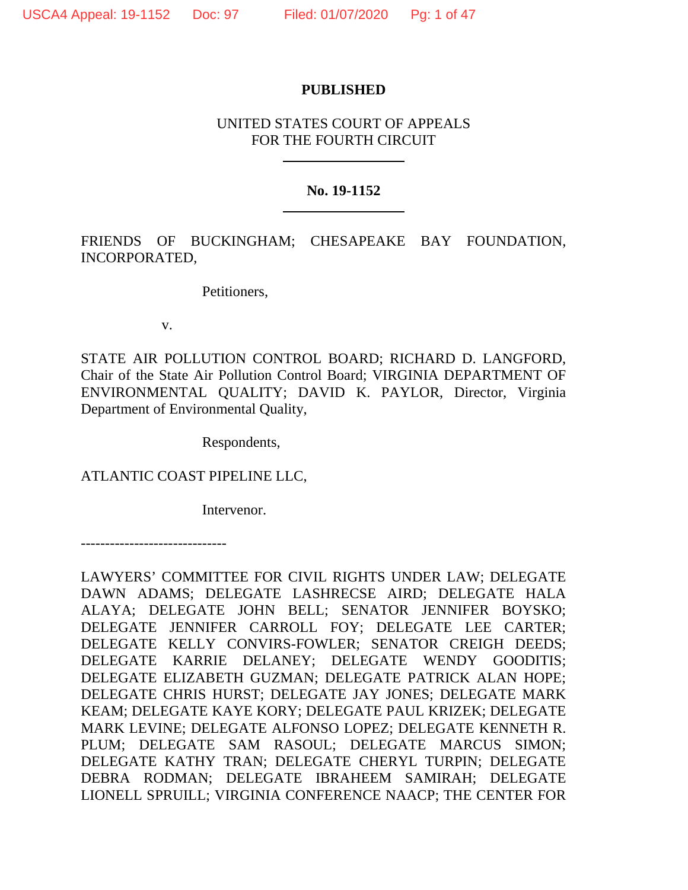**PUBLISHED**

UNITED STATES COURT OF APPEALS
FOR THE FOURTH CIRCUIT

---

**No. 19-1152**

---

FRIENDS OF BUCKINGHAM; CHESAPEAKE BAY FOUNDATION, INCORPORATED,

Petitioners,

v.

STATE AIR POLLUTION CONTROL BOARD; RICHARD D. LANGFORD, Chair of the State Air Pollution Control Board; VIRGINIA DEPARTMENT OF ENVIRONMENTAL QUALITY; DAVID K. PAYLOR, Director, Virginia Department of Environmental Quality,

Respondents,

ATLANTIC COAST PIPELINE LLC,

Intervenor.

------------------------------

LAWYERS' COMMITTEE FOR CIVIL RIGHTS UNDER LAW; DELEGATE DAWN ADAMS; DELEGATE LASHRECSE AIRD; DELEGATE HALA ALAYA; DELEGATE JOHN BELL; SENATOR JENNIFER BOYSKO; DELEGATE JENNIFER CARROLL FOY; DELEGATE LEE CARTER; DELEGATE KELLY CONVIRS-FOWLER; SENATOR CREIGH DEEDS; DELEGATE KARRIE DELANEY; DELEGATE WENDY GOODITIS; DELEGATE ELIZABETH GUZMAN; DELEGATE PATRICK ALAN HOPE; DELEGATE CHRIS HURST; DELEGATE JAY JONES; DELEGATE MARK KEAM; DELEGATE KAYE KORY; DELEGATE PAUL KRIZEK; DELEGATE MARK LEVINE; DELEGATE ALFONSO LOPEZ; DELEGATE KENNETH R. PLUM; DELEGATE SAM RASOUL; DELEGATE MARCUS SIMON; DELEGATE KATHY TRAN; DELEGATE CHERYL TURPIN; DELEGATE DEBRA RODMAN; DELEGATE IBRAHEEM SAMIRAH; DELEGATE LIONELL SPRUILL; VIRGINIA CONFERENCE NAACP; THE CENTER FOR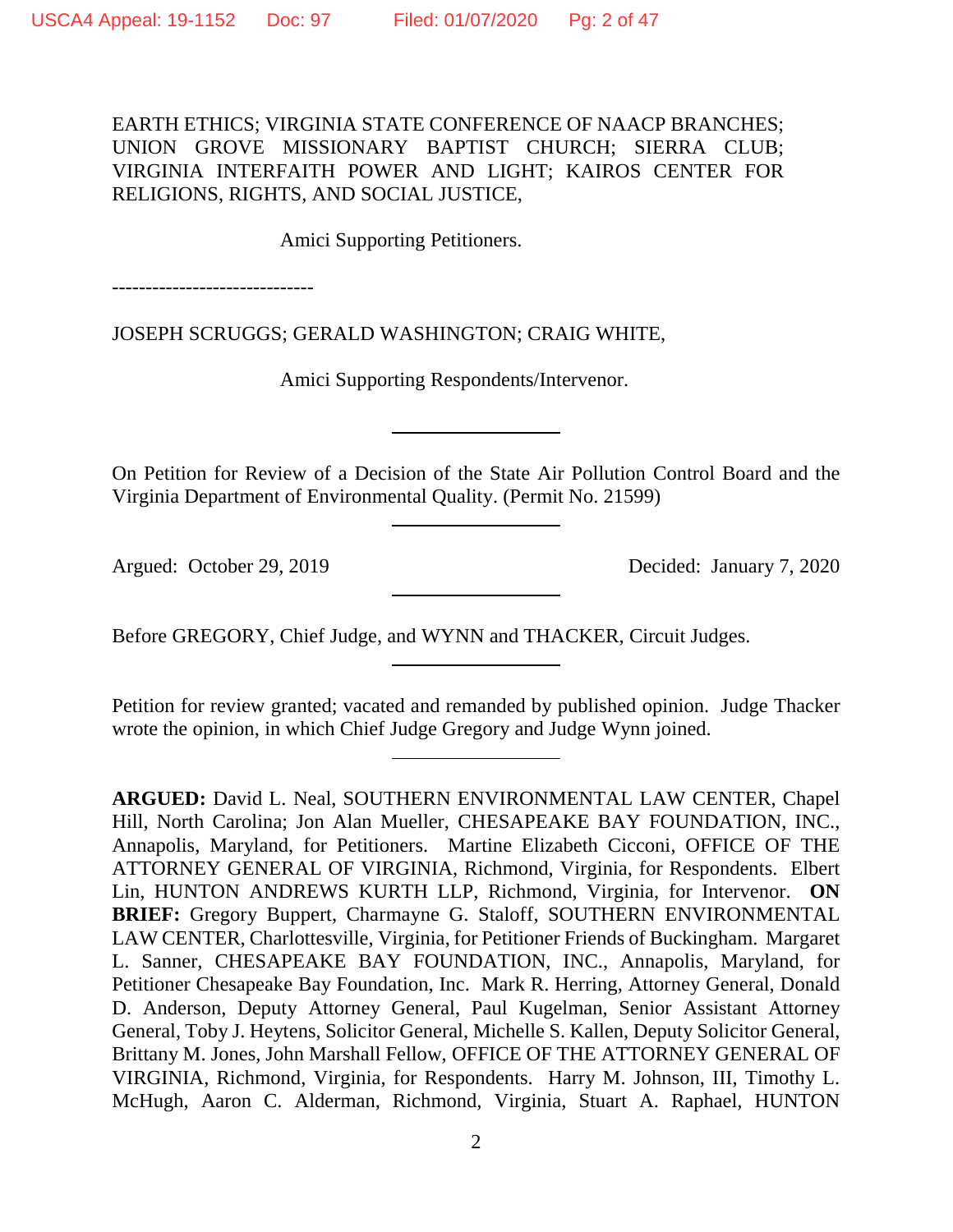EARTH ETHICS; VIRGINIA STATE CONFERENCE OF NAACP BRANCHES; UNION GROVE MISSIONARY BAPTIST CHURCH; SIERRA CLUB; VIRGINIA INTERFAITH POWER AND LIGHT; KAIROS CENTER FOR RELIGIONS, RIGHTS, AND SOCIAL JUSTICE,

Amici Supporting Petitioners.

------------------------------

JOSEPH SCRUGGS; GERALD WASHINGTON; CRAIG WHITE,

Amici Supporting Respondents/Intervenor.

---

On Petition for Review of a Decision of the State Air Pollution Control Board and the Virginia Department of Environmental Quality. (Permit No. 21599)

---

Argued: October 29, 2019 Decided: January 7, 2020

---

Before GREGORY, Chief Judge, and WYNN and THACKER, Circuit Judges.

---

Petition for review granted; vacated and remanded by published opinion. Judge Thacker wrote the opinion, in which Chief Judge Gregory and Judge Wynn joined.

---

**ARGUED:** David L. Neal, SOUTHERN ENVIRONMENTAL LAW CENTER, Chapel Hill, North Carolina; Jon Alan Mueller, CHESAPEAKE BAY FOUNDATION, INC., Annapolis, Maryland, for Petitioners. Martine Elizabeth Cicconi, OFFICE OF THE ATTORNEY GENERAL OF VIRGINIA, Richmond, Virginia, for Respondents. Elbert Lin, HUNTON ANDREWS KURTH LLP, Richmond, Virginia, for Intervenor. **ON BRIEF:** Gregory Buppert, Charmayne G. Staloff, SOUTHERN ENVIRONMENTAL LAW CENTER, Charlottesville, Virginia, for Petitioner Friends of Buckingham. Margaret L. Sanner, CHESAPEAKE BAY FOUNDATION, INC., Annapolis, Maryland, for Petitioner Chesapeake Bay Foundation, Inc. Mark R. Herring, Attorney General, Donald D. Anderson, Deputy Attorney General, Paul Kugelman, Senior Assistant Attorney General, Toby J. Heytens, Solicitor General, Michelle S. Kallen, Deputy Solicitor General, Brittany M. Jones, John Marshall Fellow, OFFICE OF THE ATTORNEY GENERAL OF VIRGINIA, Richmond, Virginia, for Respondents. Harry M. Johnson, III, Timothy L. McHugh, Aaron C. Alderman, Richmond, Virginia, Stuart A. Raphael, HUNTON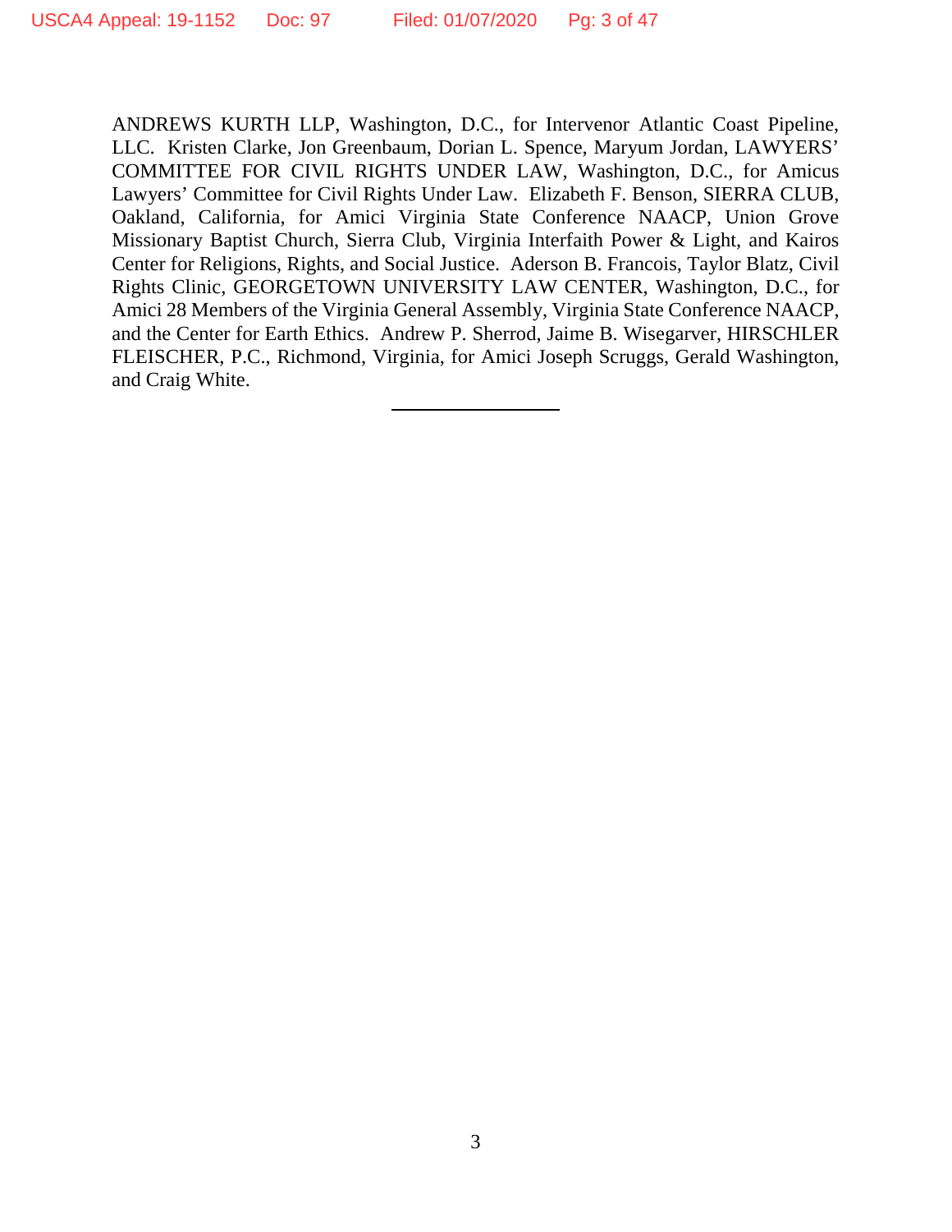ANDREWS KURTH LLP, Washington, D.C., for Intervenor Atlantic Coast Pipeline, LLC. Kristen Clarke, Jon Greenbaum, Dorian L. Spence, Maryum Jordan, LAWYERS' COMMITTEE FOR CIVIL RIGHTS UNDER LAW, Washington, D.C., for Amicus Lawyers' Committee for Civil Rights Under Law. Elizabeth F. Benson, SIERRA CLUB, Oakland, California, for Amici Virginia State Conference NAACP, Union Grove Missionary Baptist Church, Sierra Club, Virginia Interfaith Power & Light, and Kairos Center for Religions, Rights, and Social Justice. Aderson B. Francois, Taylor Blatz, Civil Rights Clinic, GEORGETOWN UNIVERSITY LAW CENTER, Washington, D.C., for Amici 28 Members of the Virginia General Assembly, Virginia State Conference NAACP, and the Center for Earth Ethics. Andrew P. Sherrod, Jaime B. Wisegarver, HIRSCHLER FLEISCHER, P.C., Richmond, Virginia, for Amici Joseph Scruggs, Gerald Washington, and Craig White.

---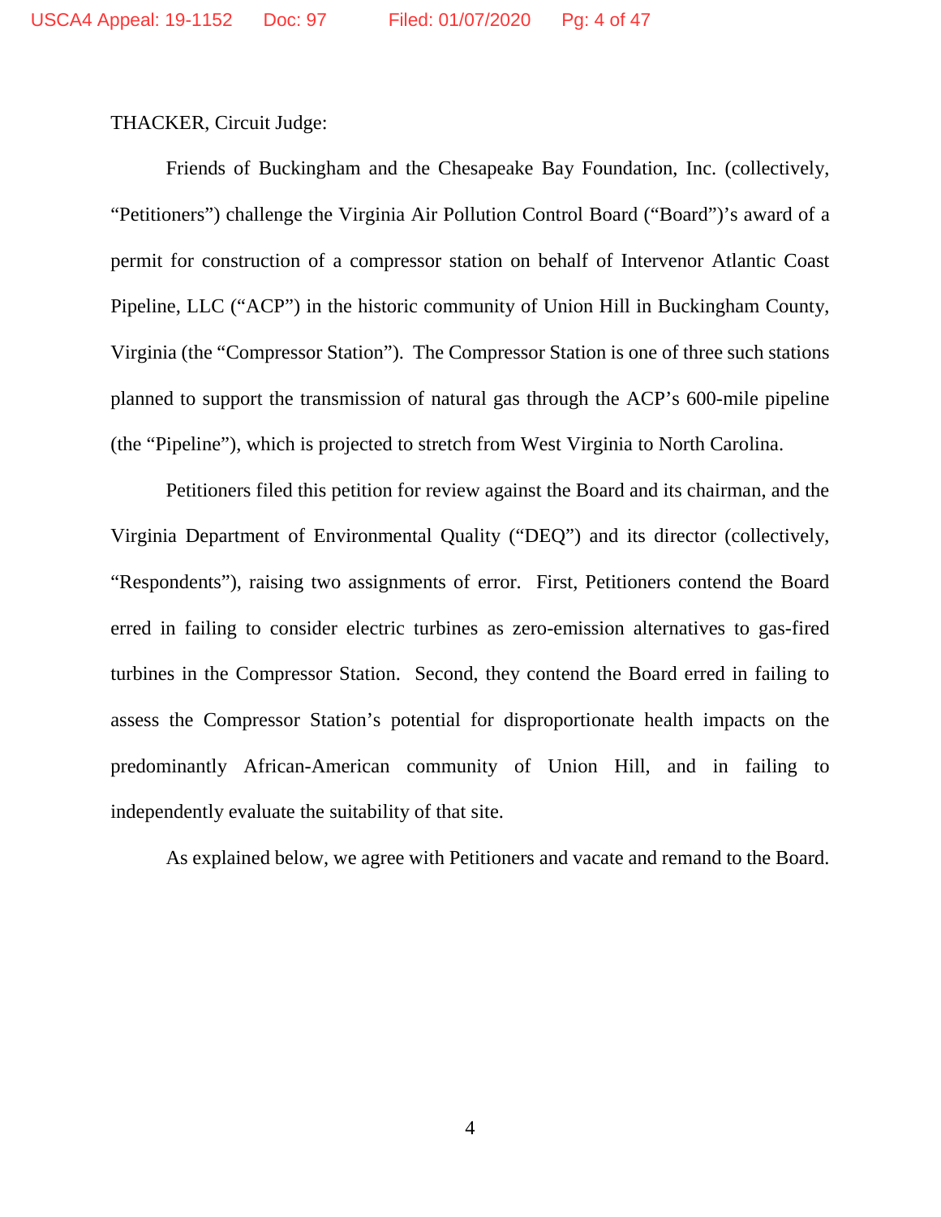THACKER, Circuit Judge:

Friends of Buckingham and the Chesapeake Bay Foundation, Inc. (collectively, "Petitioners") challenge the Virginia Air Pollution Control Board ("Board")'s award of a permit for construction of a compressor station on behalf of Intervenor Atlantic Coast Pipeline, LLC ("ACP") in the historic community of Union Hill in Buckingham County, Virginia (the "Compressor Station"). The Compressor Station is one of three such stations planned to support the transmission of natural gas through the ACP's 600-mile pipeline (the "Pipeline"), which is projected to stretch from West Virginia to North Carolina.

Petitioners filed this petition for review against the Board and its chairman, and the Virginia Department of Environmental Quality ("DEQ") and its director (collectively, "Respondents"), raising two assignments of error. First, Petitioners contend the Board erred in failing to consider electric turbines as zero-emission alternatives to gas-fired turbines in the Compressor Station. Second, they contend the Board erred in failing to assess the Compressor Station's potential for disproportionate health impacts on the predominantly African-American community of Union Hill, and in failing to independently evaluate the suitability of that site.

As explained below, we agree with Petitioners and vacate and remand to the Board.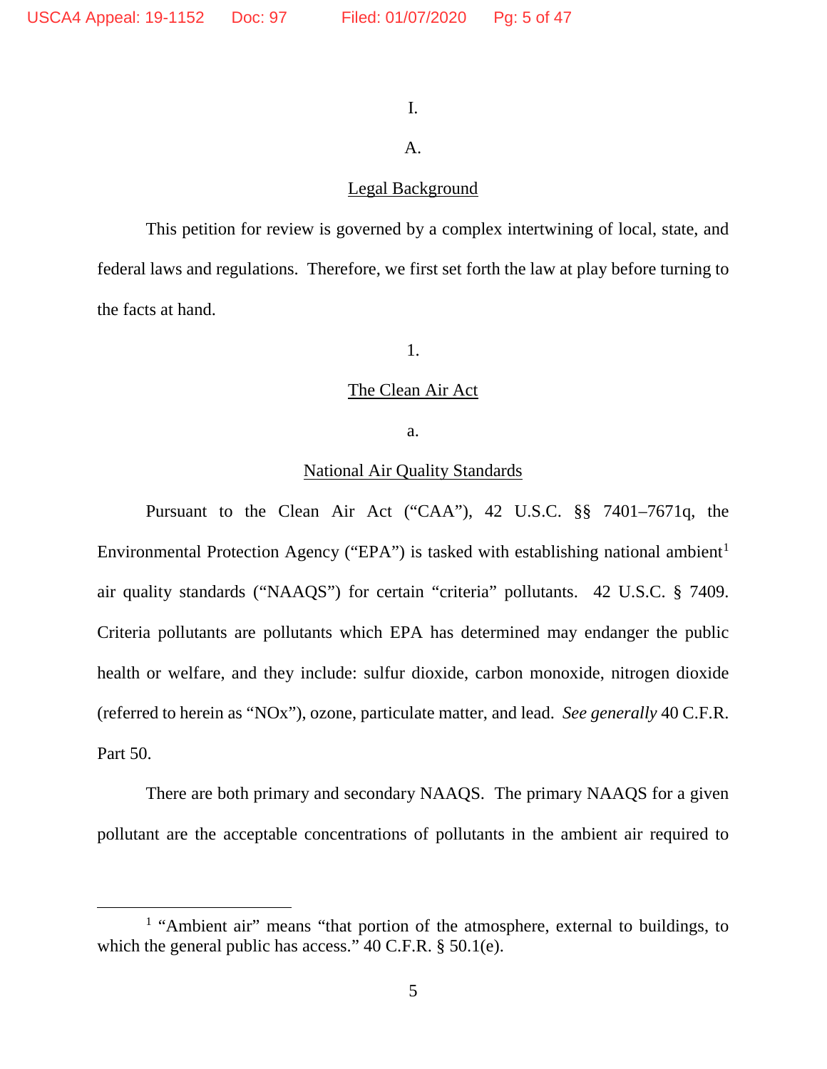I.

A.

Legal Background

This petition for review is governed by a complex intertwining of local, state, and federal laws and regulations. Therefore, we first set forth the law at play before turning to the facts at hand.

1.

The Clean Air Act

a.

National Air Quality Standards

Pursuant to the Clean Air Act ("CAA"), 42 U.S.C. §§ 7401–7671q, the Environmental Protection Agency ("EPA") is tasked with establishing national ambient[1] air quality standards ("NAAQS") for certain "criteria" pollutants. 42 U.S.C. § 7409. Criteria pollutants are pollutants which EPA has determined may endanger the public health or welfare, and they include: sulfur dioxide, carbon monoxide, nitrogen dioxide (referred to herein as "NOx"), ozone, particulate matter, and lead. *See generally* 40 C.F.R. Part 50.

There are both primary and secondary NAAQS. The primary NAAQS for a given pollutant are the acceptable concentrations of pollutants in the ambient air required to

[1] "Ambient air" means "that portion of the atmosphere, external to buildings, to which the general public has access." 40 C.F.R. § 50.1(e).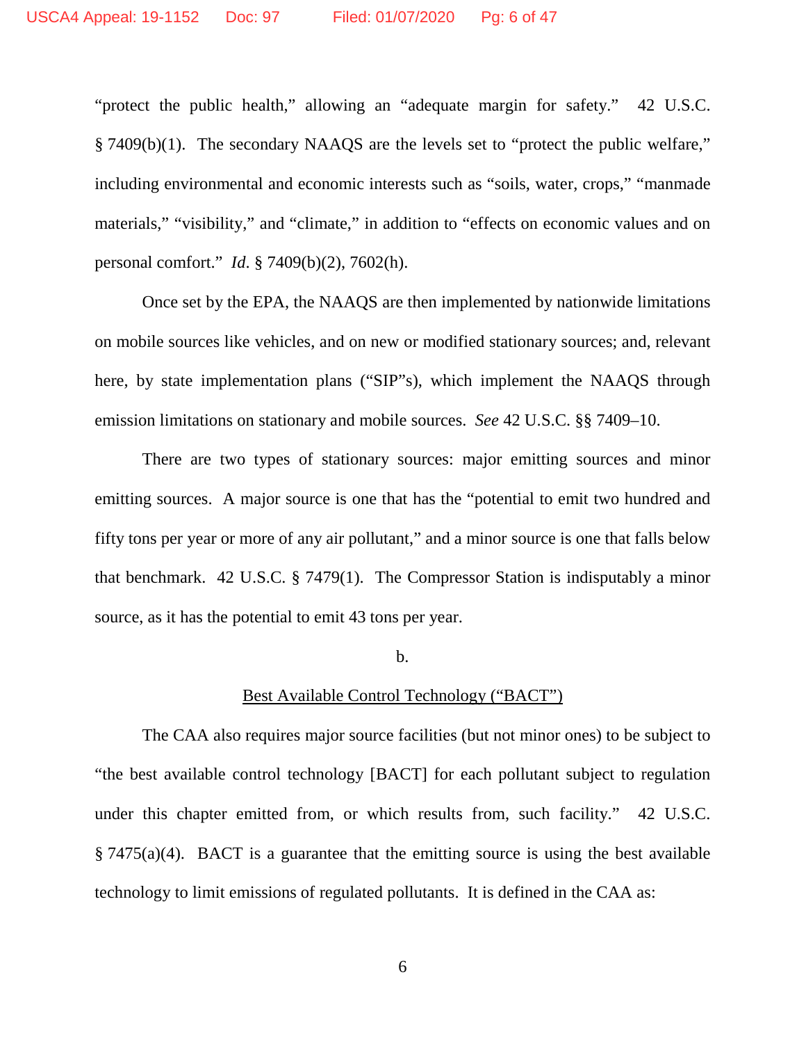"protect the public health," allowing an "adequate margin for safety." 42 U.S.C. § 7409(b)(1). The secondary NAAQS are the levels set to "protect the public welfare," including environmental and economic interests such as "soils, water, crops," "manmade materials," "visibility," and "climate," in addition to "effects on economic values and on personal comfort." *Id.* § 7409(b)(2), 7602(h).

Once set by the EPA, the NAAQS are then implemented by nationwide limitations on mobile sources like vehicles, and on new or modified stationary sources; and, relevant here, by state implementation plans ("SIP"s), which implement the NAAQS through emission limitations on stationary and mobile sources. *See* 42 U.S.C. §§ 7409–10.

There are two types of stationary sources: major emitting sources and minor emitting sources. A major source is one that has the "potential to emit two hundred and fifty tons per year or more of any air pollutant," and a minor source is one that falls below that benchmark. 42 U.S.C. § 7479(1). The Compressor Station is indisputably a minor source, as it has the potential to emit 43 tons per year.

b.

<u>Best Available Control Technology ("BACT")</u>

The CAA also requires major source facilities (but not minor ones) to be subject to "the best available control technology [BACT] for each pollutant subject to regulation under this chapter emitted from, or which results from, such facility." 42 U.S.C. § 7475(a)(4). BACT is a guarantee that the emitting source is using the best available technology to limit emissions of regulated pollutants. It is defined in the CAA as: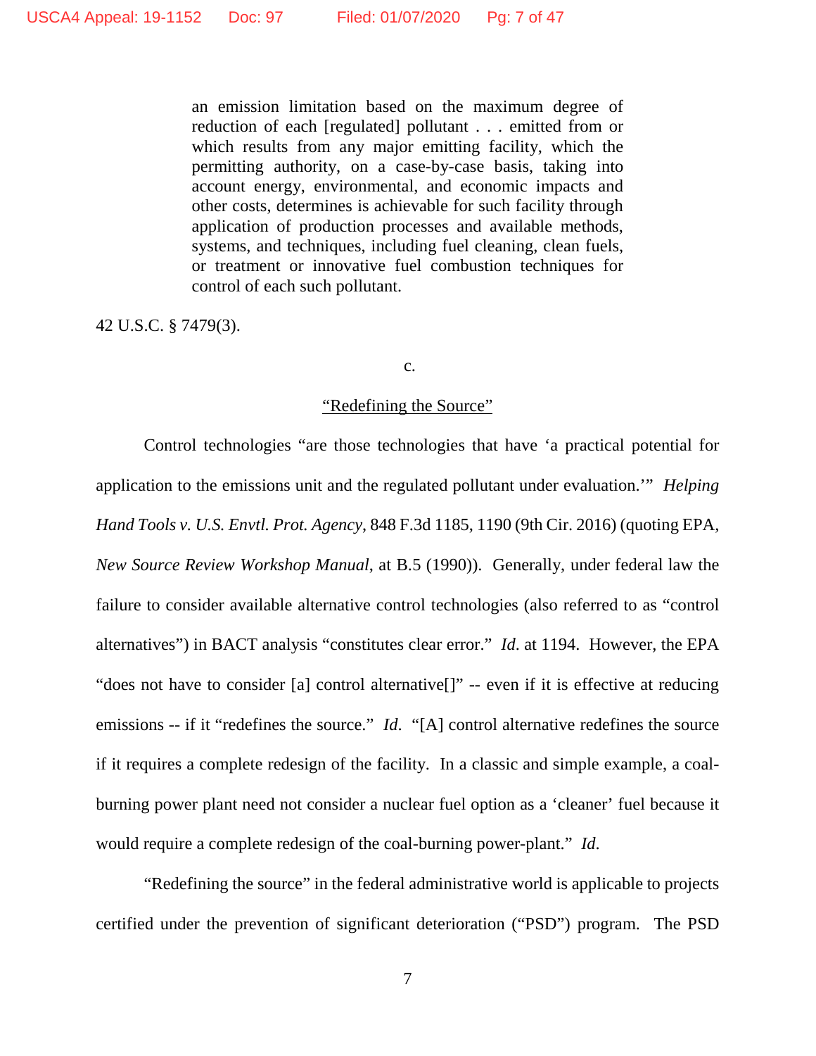> an emission limitation based on the maximum degree of reduction of each [regulated] pollutant . . . emitted from or which results from any major emitting facility, which the permitting authority, on a case-by-case basis, taking into account energy, environmental, and economic impacts and other costs, determines is achievable for such facility through application of production processes and available methods, systems, and techniques, including fuel cleaning, clean fuels, or treatment or innovative fuel combustion techniques for control of each such pollutant.

42 U.S.C. § 7479(3).

c.

"Redefining the Source"

Control technologies "are those technologies that have 'a practical potential for application to the emissions unit and the regulated pollutant under evaluation.'" *Helping Hand Tools v. U.S. Envtl. Prot. Agency*, 848 F.3d 1185, 1190 (9th Cir. 2016) (quoting EPA, *New Source Review Workshop Manual*, at B.5 (1990)). Generally, under federal law the failure to consider available alternative control technologies (also referred to as "control alternatives") in BACT analysis "constitutes clear error." *Id*. at 1194. However, the EPA "does not have to consider [a] control alternative[]" -- even if it is effective at reducing emissions -- if it "redefines the source." *Id*. "[A] control alternative redefines the source if it requires a complete redesign of the facility. In a classic and simple example, a coal-burning power plant need not consider a nuclear fuel option as a 'cleaner' fuel because it would require a complete redesign of the coal-burning power-plant." *Id*.

"Redefining the source" in the federal administrative world is applicable to projects certified under the prevention of significant deterioration ("PSD") program. The PSD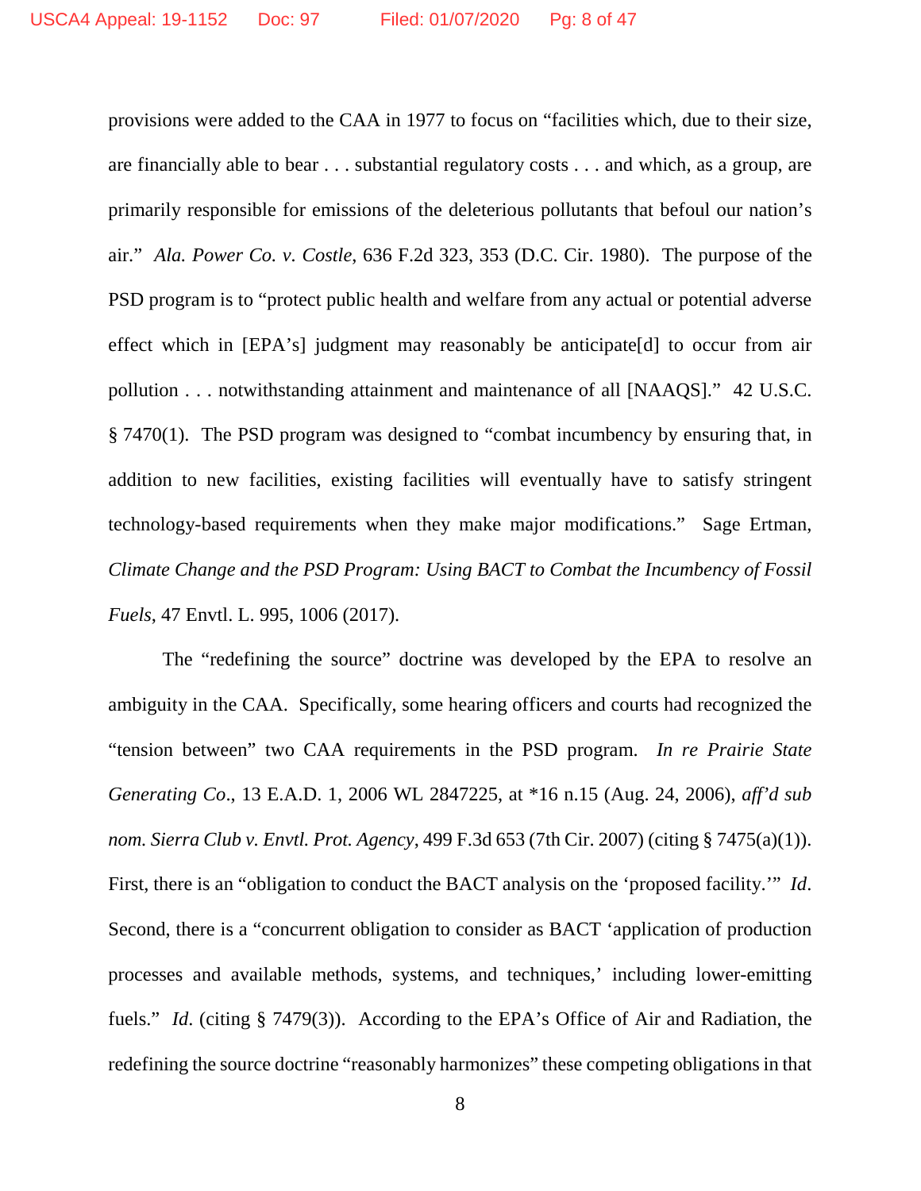provisions were added to the CAA in 1977 to focus on "facilities which, due to their size, are financially able to bear . . . substantial regulatory costs . . . and which, as a group, are primarily responsible for emissions of the deleterious pollutants that befoul our nation's air." *Ala. Power Co. v. Costle*, 636 F.2d 323, 353 (D.C. Cir. 1980). The purpose of the PSD program is to "protect public health and welfare from any actual or potential adverse effect which in [EPA's] judgment may reasonably be anticipate[d] to occur from air pollution . . . notwithstanding attainment and maintenance of all [NAAQS]." 42 U.S.C. § 7470(1). The PSD program was designed to "combat incumbency by ensuring that, in addition to new facilities, existing facilities will eventually have to satisfy stringent technology-based requirements when they make major modifications." Sage Ertman, *Climate Change and the PSD Program: Using BACT to Combat the Incumbency of Fossil Fuels*, 47 Envtl. L. 995, 1006 (2017).

The "redefining the source" doctrine was developed by the EPA to resolve an ambiguity in the CAA. Specifically, some hearing officers and courts had recognized the "tension between" two CAA requirements in the PSD program. *In re Prairie State Generating Co*., 13 E.A.D. 1, 2006 WL 2847225, at *16 n.15 (Aug. 24, 2006), *aff'd sub nom. Sierra Club v. Envtl. Prot. Agency*, 499 F.3d 653 (7th Cir. 2007) (citing § 7475(a)(1)). First, there is an "obligation to conduct the BACT analysis on the 'proposed facility.'" *Id*. Second, there is a "concurrent obligation to consider as BACT 'application of production processes and available methods, systems, and techniques,' including lower-emitting fuels." *Id*. (citing § 7479(3)). According to the EPA's Office of Air and Radiation, the redefining the source doctrine "reasonably harmonizes" these competing obligations in that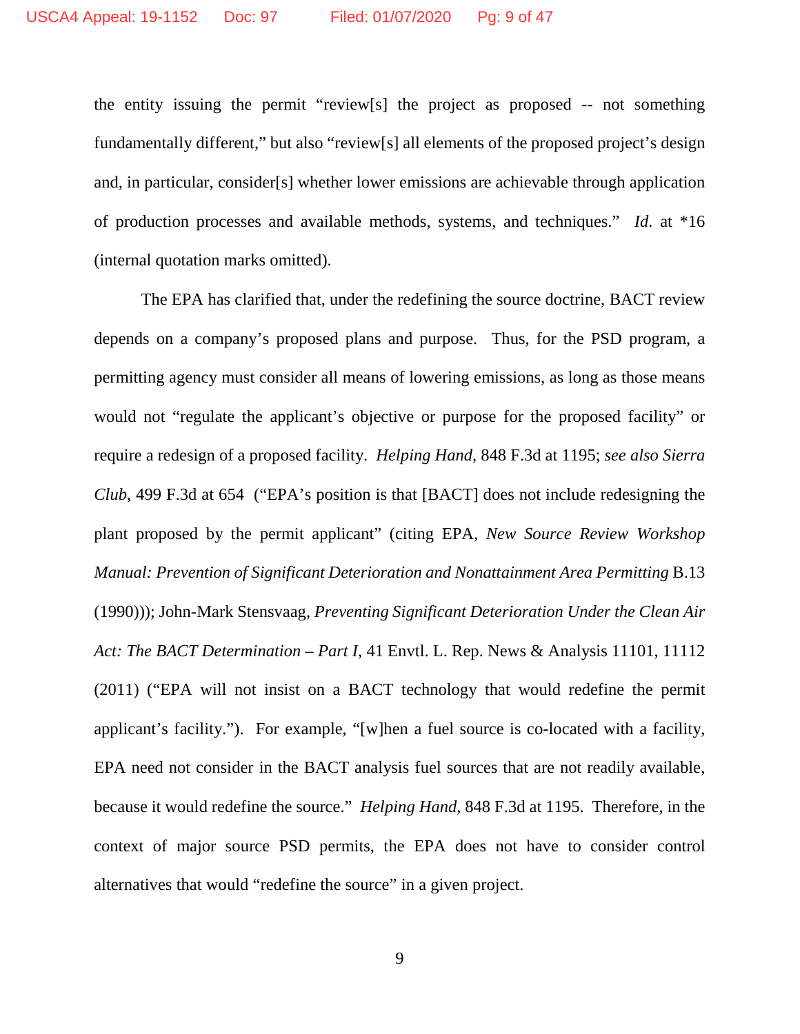the entity issuing the permit "review[s] the project as proposed -- not something fundamentally different," but also "review[s] all elements of the proposed project's design and, in particular, consider[s] whether lower emissions are achievable through application of production processes and available methods, systems, and techniques." *Id.* at *16 (internal quotation marks omitted).

The EPA has clarified that, under the redefining the source doctrine, BACT review depends on a company's proposed plans and purpose. Thus, for the PSD program, a permitting agency must consider all means of lowering emissions, as long as those means would not "regulate the applicant's objective or purpose for the proposed facility" or require a redesign of a proposed facility. *Helping Hand*, 848 F.3d at 1195; *see also Sierra Club*, 499 F.3d at 654 ("EPA's position is that [BACT] does not include redesigning the plant proposed by the permit applicant" (citing EPA, *New Source Review Workshop Manual: Prevention of Significant Deterioration and Nonattainment Area Permitting* B.13 (1990))); John-Mark Stensvaag, *Preventing Significant Deterioration Under the Clean Air Act: The BACT Determination – Part I*, 41 Envtl. L. Rep. News & Analysis 11101, 11112 (2011) ("EPA will not insist on a BACT technology that would redefine the permit applicant's facility."). For example, "[w]hen a fuel source is co-located with a facility, EPA need not consider in the BACT analysis fuel sources that are not readily available, because it would redefine the source." *Helping Hand*, 848 F.3d at 1195. Therefore, in the context of major source PSD permits, the EPA does not have to consider control alternatives that would "redefine the source" in a given project.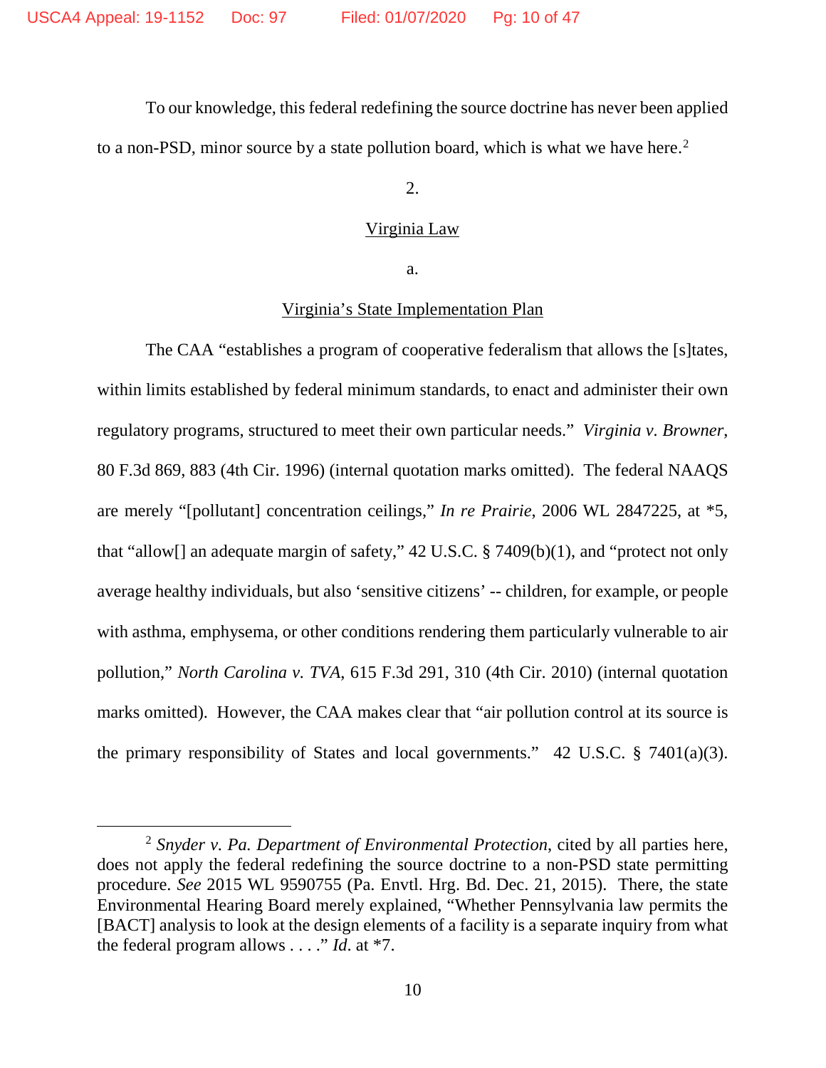To our knowledge, this federal redefining the source doctrine has never been applied to a non-PSD, minor source by a state pollution board, which is what we have here.[2]

2.

<u>Virginia Law</u>

a.

<u>Virginia's State Implementation Plan</u>

The CAA "establishes a program of cooperative federalism that allows the [s]tates, within limits established by federal minimum standards, to enact and administer their own regulatory programs, structured to meet their own particular needs." *Virginia v. Browner*, 80 F.3d 869, 883 (4th Cir. 1996) (internal quotation marks omitted). The federal NAAQS are merely "[pollutant] concentration ceilings," *In re Prairie*, 2006 WL 2847225, at *5, that "allow[] an adequate margin of safety," 42 U.S.C. § 7409(b)(1), and "protect not only average healthy individuals, but also 'sensitive citizens' -- children, for example, or people with asthma, emphysema, or other conditions rendering them particularly vulnerable to air pollution," *North Carolina v. TVA*, 615 F.3d 291, 310 (4th Cir. 2010) (internal quotation marks omitted). However, the CAA makes clear that "air pollution control at its source is the primary responsibility of States and local governments." 42 U.S.C. § 7401(a)(3).

---

[2] *Snyder v. Pa. Department of Environmental Protection*, cited by all parties here, does not apply the federal redefining the source doctrine to a non-PSD state permitting procedure. *See* 2015 WL 9590755 (Pa. Envtl. Hrg. Bd. Dec. 21, 2015). There, the state Environmental Hearing Board merely explained, "Whether Pennsylvania law permits the [BACT] analysis to look at the design elements of a facility is a separate inquiry from what the federal program allows . . . ." *Id.* at *7.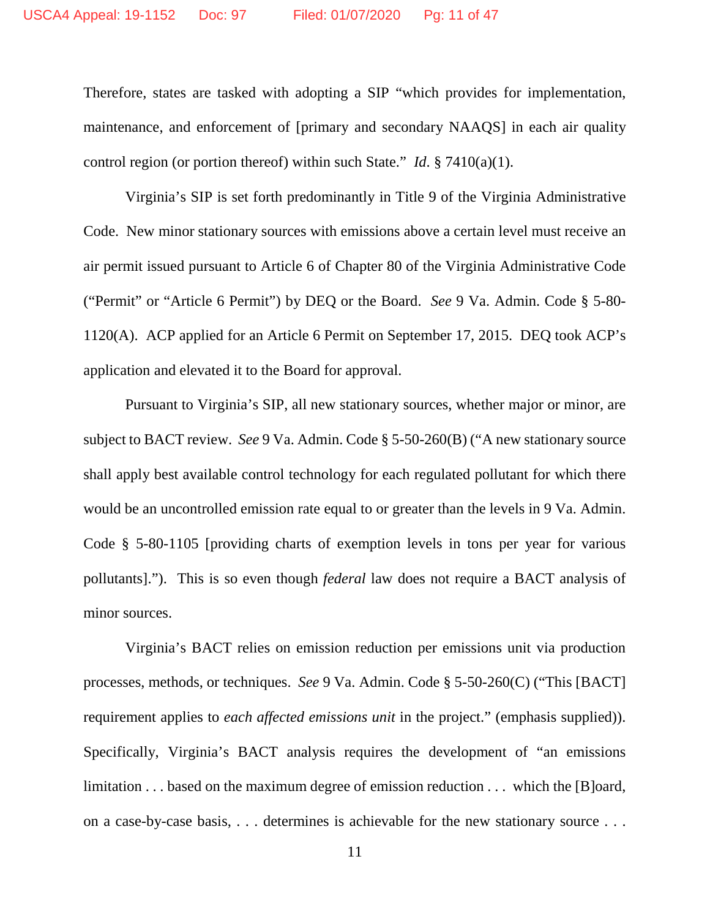Therefore, states are tasked with adopting a SIP "which provides for implementation, maintenance, and enforcement of [primary and secondary NAAQS] in each air quality control region (or portion thereof) within such State." *Id*. § 7410(a)(1).

Virginia's SIP is set forth predominantly in Title 9 of the Virginia Administrative Code. New minor stationary sources with emissions above a certain level must receive an air permit issued pursuant to Article 6 of Chapter 80 of the Virginia Administrative Code ("Permit" or "Article 6 Permit") by DEQ or the Board. *See* 9 Va. Admin. Code § 5-80-1120(A). ACP applied for an Article 6 Permit on September 17, 2015. DEQ took ACP's application and elevated it to the Board for approval.

Pursuant to Virginia's SIP, all new stationary sources, whether major or minor, are subject to BACT review. *See* 9 Va. Admin. Code § 5-50-260(B) ("A new stationary source shall apply best available control technology for each regulated pollutant for which there would be an uncontrolled emission rate equal to or greater than the levels in 9 Va. Admin. Code § 5-80-1105 [providing charts of exemption levels in tons per year for various pollutants]."). This is so even though *federal* law does not require a BACT analysis of minor sources.

Virginia's BACT relies on emission reduction per emissions unit via production processes, methods, or techniques. *See* 9 Va. Admin. Code § 5-50-260(C) ("This [BACT] requirement applies to *each affected emissions unit* in the project." (emphasis supplied)). Specifically, Virginia's BACT analysis requires the development of "an emissions limitation . . . based on the maximum degree of emission reduction . . . which the [B]oard, on a case-by-case basis, . . . determines is achievable for the new stationary source . . .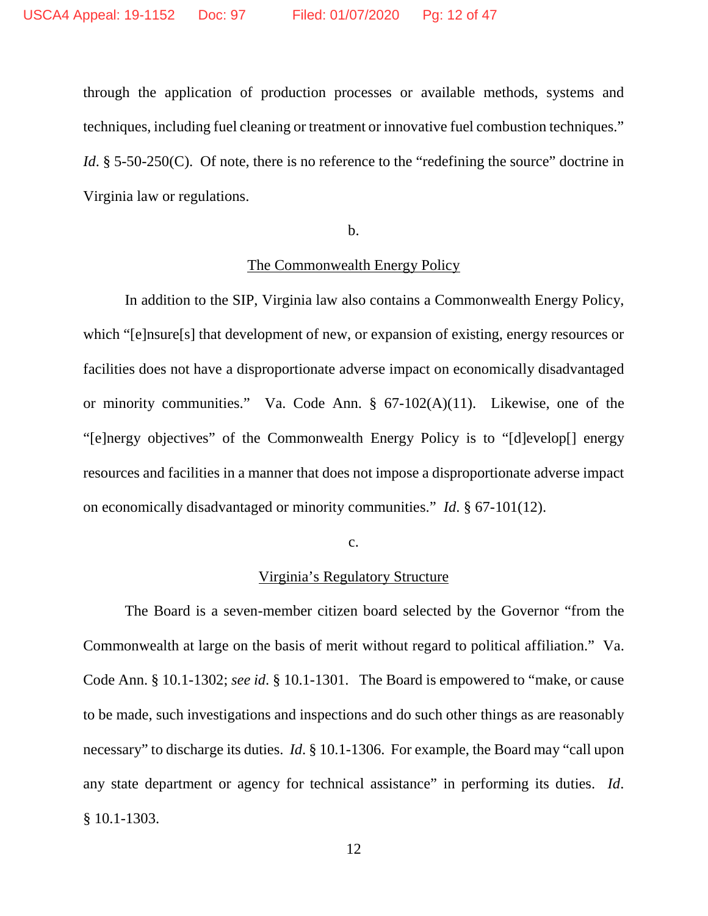through the application of production processes or available methods, systems and techniques, including fuel cleaning or treatment or innovative fuel combustion techniques." *Id*. § 5-50-250(C). Of note, there is no reference to the "redefining the source" doctrine in Virginia law or regulations.

b.

The Commonwealth Energy Policy

In addition to the SIP, Virginia law also contains a Commonwealth Energy Policy, which "[e]nsure[s] that development of new, or expansion of existing, energy resources or facilities does not have a disproportionate adverse impact on economically disadvantaged or minority communities." Va. Code Ann. § 67-102(A)(11). Likewise, one of the "[e]nergy objectives" of the Commonwealth Energy Policy is to "[d]evelop[] energy resources and facilities in a manner that does not impose a disproportionate adverse impact on economically disadvantaged or minority communities." *Id*. § 67-101(12).

c.

Virginia's Regulatory Structure

The Board is a seven-member citizen board selected by the Governor "from the Commonwealth at large on the basis of merit without regard to political affiliation." Va. Code Ann. § 10.1-1302; *see id*. § 10.1-1301. The Board is empowered to "make, or cause to be made, such investigations and inspections and do such other things as are reasonably necessary" to discharge its duties. *Id*. § 10.1-1306. For example, the Board may "call upon any state department or agency for technical assistance" in performing its duties. *Id*. § 10.1-1303.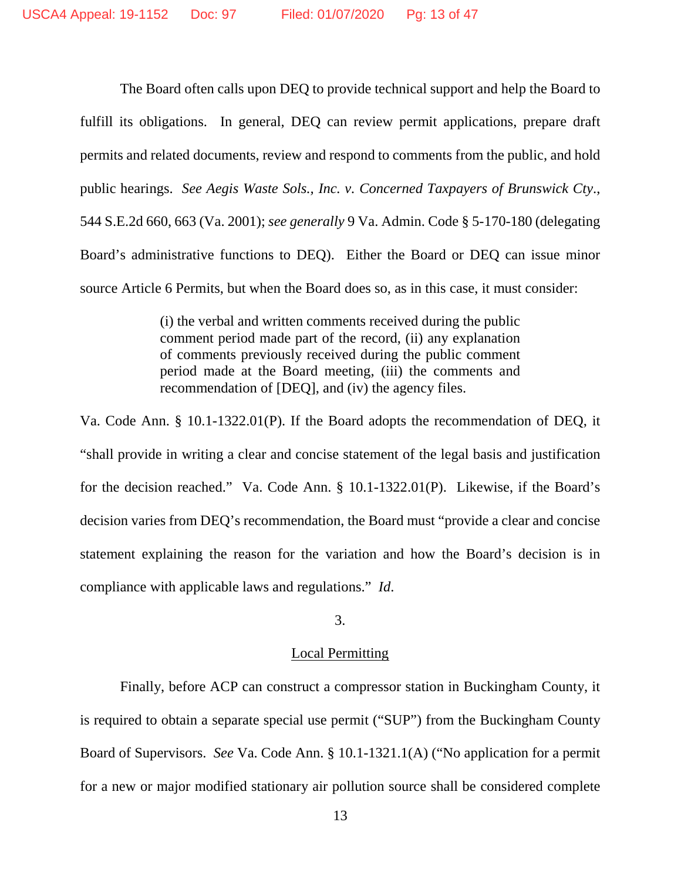The Board often calls upon DEQ to provide technical support and help the Board to fulfill its obligations. In general, DEQ can review permit applications, prepare draft permits and related documents, review and respond to comments from the public, and hold public hearings. *See Aegis Waste Sols., Inc. v. Concerned Taxpayers of Brunswick Cty.*, 544 S.E.2d 660, 663 (Va. 2001); *see generally* 9 Va. Admin. Code § 5-170-180 (delegating Board's administrative functions to DEQ). Either the Board or DEQ can issue minor source Article 6 Permits, but when the Board does so, as in this case, it must consider:

> (i) the verbal and written comments received during the public comment period made part of the record, (ii) any explanation of comments previously received during the public comment period made at the Board meeting, (iii) the comments and recommendation of [DEQ], and (iv) the agency files.

Va. Code Ann. § 10.1-1322.01(P). If the Board adopts the recommendation of DEQ, it "shall provide in writing a clear and concise statement of the legal basis and justification for the decision reached." Va. Code Ann. § 10.1-1322.01(P). Likewise, if the Board's decision varies from DEQ's recommendation, the Board must "provide a clear and concise statement explaining the reason for the variation and how the Board's decision is in compliance with applicable laws and regulations." *Id*.

3.

Local Permitting

Finally, before ACP can construct a compressor station in Buckingham County, it is required to obtain a separate special use permit ("SUP") from the Buckingham County Board of Supervisors. *See* Va. Code Ann. § 10.1-1321.1(A) ("No application for a permit for a new or major modified stationary air pollution source shall be considered complete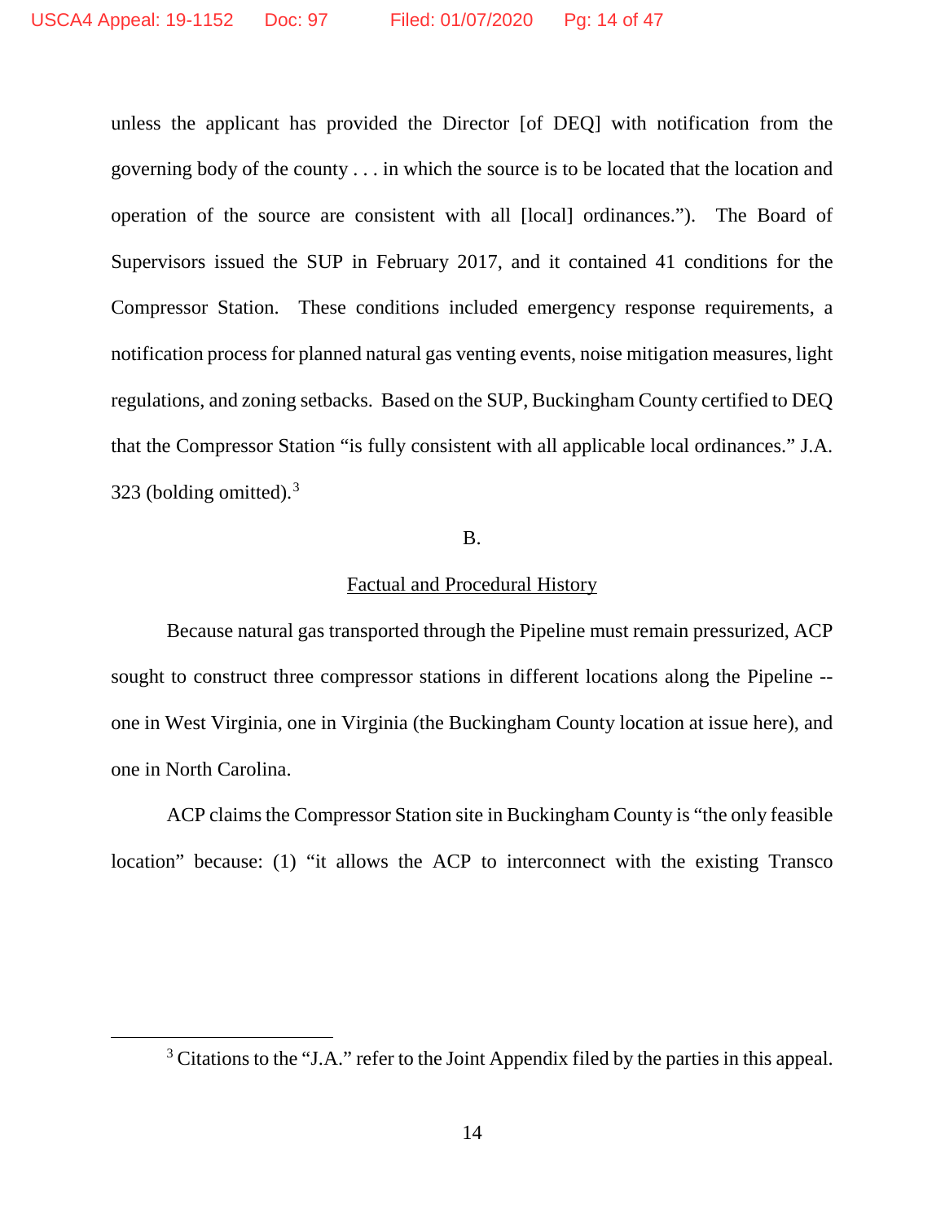unless the applicant has provided the Director [of DEQ] with notification from the governing body of the county . . . in which the source is to be located that the location and operation of the source are consistent with all [local] ordinances."). The Board of Supervisors issued the SUP in February 2017, and it contained 41 conditions for the Compressor Station. These conditions included emergency response requirements, a notification process for planned natural gas venting events, noise mitigation measures, light regulations, and zoning setbacks. Based on the SUP, Buckingham County certified to DEQ that the Compressor Station "is fully consistent with all applicable local ordinances." J.A. 323 (bolding omitted).[3]

B.

Factual and Procedural History

Because natural gas transported through the Pipeline must remain pressurized, ACP sought to construct three compressor stations in different locations along the Pipeline -- one in West Virginia, one in Virginia (the Buckingham County location at issue here), and one in North Carolina.

ACP claims the Compressor Station site in Buckingham County is "the only feasible location" because: (1) "it allows the ACP to interconnect with the existing Transco

[3] Citations to the "J.A." refer to the Joint Appendix filed by the parties in this appeal.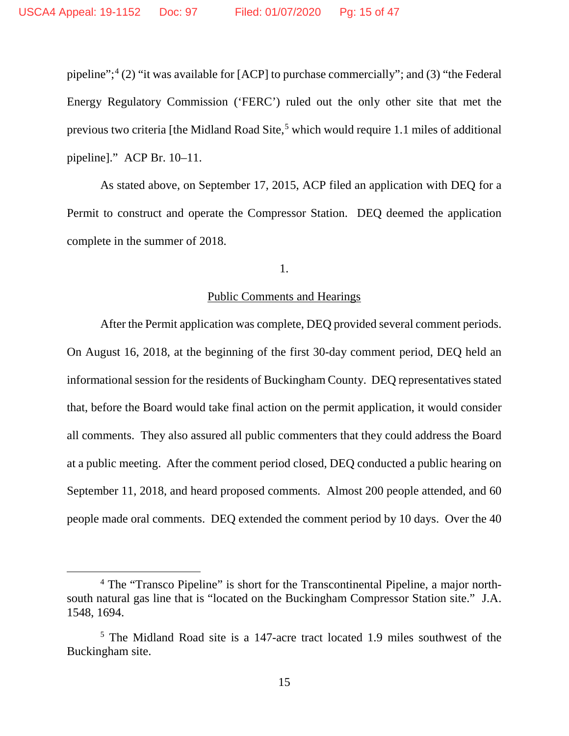pipeline";[4] (2) "it was available for [ACP] to purchase commercially"; and (3) "the Federal Energy Regulatory Commission ('FERC') ruled out the only other site that met the previous two criteria [the Midland Road Site,[5] which would require 1.1 miles of additional pipeline]." ACP Br. 10–11.

As stated above, on September 17, 2015, ACP filed an application with DEQ for a Permit to construct and operate the Compressor Station. DEQ deemed the application complete in the summer of 2018.

1.

Public Comments and Hearings

After the Permit application was complete, DEQ provided several comment periods. On August 16, 2018, at the beginning of the first 30-day comment period, DEQ held an informational session for the residents of Buckingham County. DEQ representatives stated that, before the Board would take final action on the permit application, it would consider all comments. They also assured all public commenters that they could address the Board at a public meeting. After the comment period closed, DEQ conducted a public hearing on September 11, 2018, and heard proposed comments. Almost 200 people attended, and 60 people made oral comments. DEQ extended the comment period by 10 days. Over the 40

---

[4] The "Transco Pipeline" is short for the Transcontinental Pipeline, a major north-south natural gas line that is "located on the Buckingham Compressor Station site." J.A. 1548, 1694.

[5] The Midland Road site is a 147-acre tract located 1.9 miles southwest of the Buckingham site.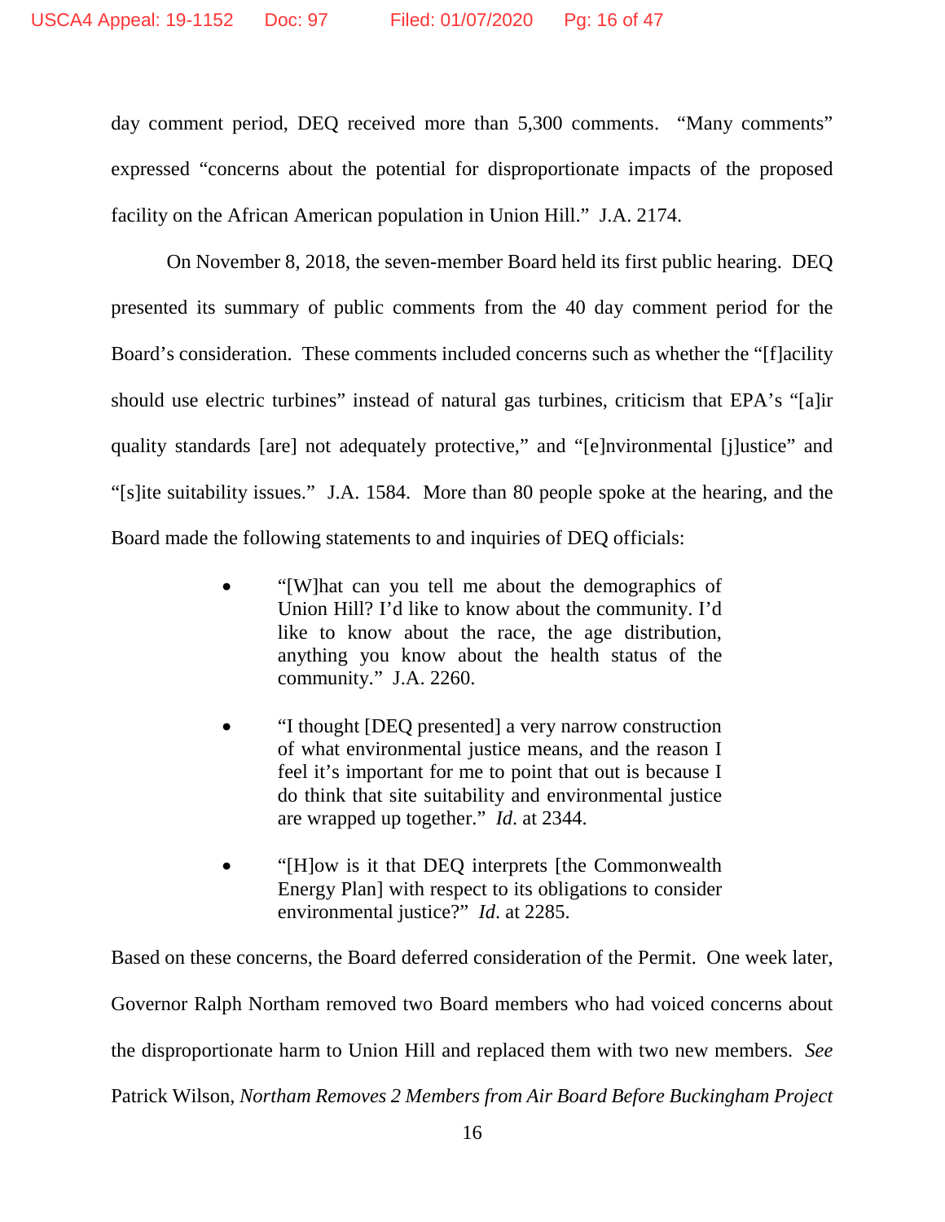day comment period, DEQ received more than 5,300 comments. "Many comments" expressed "concerns about the potential for disproportionate impacts of the proposed facility on the African American population in Union Hill." J.A. 2174.

On November 8, 2018, the seven-member Board held its first public hearing. DEQ presented its summary of public comments from the 40 day comment period for the Board's consideration. These comments included concerns such as whether the "[f]acility should use electric turbines" instead of natural gas turbines, criticism that EPA's "[a]ir quality standards [are] not adequately protective," and "[e]nvironmental [j]ustice" and "[s]ite suitability issues." J.A. 1584. More than 80 people spoke at the hearing, and the Board made the following statements to and inquiries of DEQ officials:

- "[W]hat can you tell me about the demographics of Union Hill? I'd like to know about the community. I'd like to know about the race, the age distribution, anything you know about the health status of the community." J.A. 2260.

- "I thought [DEQ presented] a very narrow construction of what environmental justice means, and the reason I feel it's important for me to point that out is because I do think that site suitability and environmental justice are wrapped up together." *Id*. at 2344.

- "[H]ow is it that DEQ interprets [the Commonwealth Energy Plan] with respect to its obligations to consider environmental justice?" *Id*. at 2285.

Based on these concerns, the Board deferred consideration of the Permit. One week later, Governor Ralph Northam removed two Board members who had voiced concerns about the disproportionate harm to Union Hill and replaced them with two new members. *See* Patrick Wilson, *Northam Removes 2 Members from Air Board Before Buckingham Project*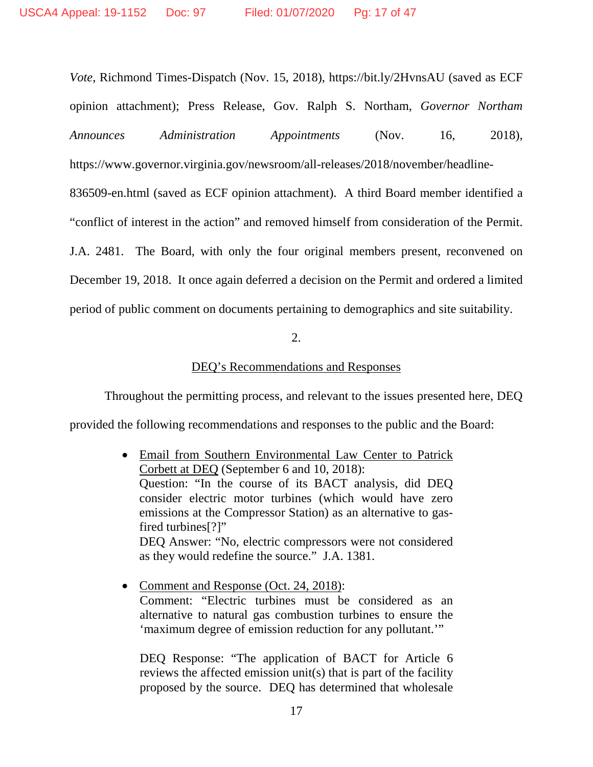*Vote*, Richmond Times-Dispatch (Nov. 15, 2018), https://bit.ly/2HvnsAU (saved as ECF opinion attachment); Press Release, Gov. Ralph S. Northam, *Governor Northam Announces Administration Appointments* (Nov. 16, 2018), https://www.governor.virginia.gov/newsroom/all-releases/2018/november/headline-836509-en.html (saved as ECF opinion attachment). A third Board member identified a "conflict of interest in the action" and removed himself from consideration of the Permit. J.A. 2481. The Board, with only the four original members present, reconvened on December 19, 2018. It once again deferred a decision on the Permit and ordered a limited period of public comment on documents pertaining to demographics and site suitability.

2.

DEQ's Recommendations and Responses

Throughout the permitting process, and relevant to the issues presented here, DEQ provided the following recommendations and responses to the public and the Board:

- Email from Southern Environmental Law Center to Patrick Corbett at DEQ (September 6 and 10, 2018):
  Question: "In the course of its BACT analysis, did DEQ consider electric motor turbines (which would have zero emissions at the Compressor Station) as an alternative to gas-fired turbines[?]"
  DEQ Answer: "No, electric compressors were not considered as they would redefine the source." J.A. 1381.

- Comment and Response (Oct. 24, 2018):
  Comment: "Electric turbines must be considered as an alternative to natural gas combustion turbines to ensure the 'maximum degree of emission reduction for any pollutant.'"

  DEQ Response: "The application of BACT for Article 6 reviews the affected emission unit(s) that is part of the facility proposed by the source. DEQ has determined that wholesale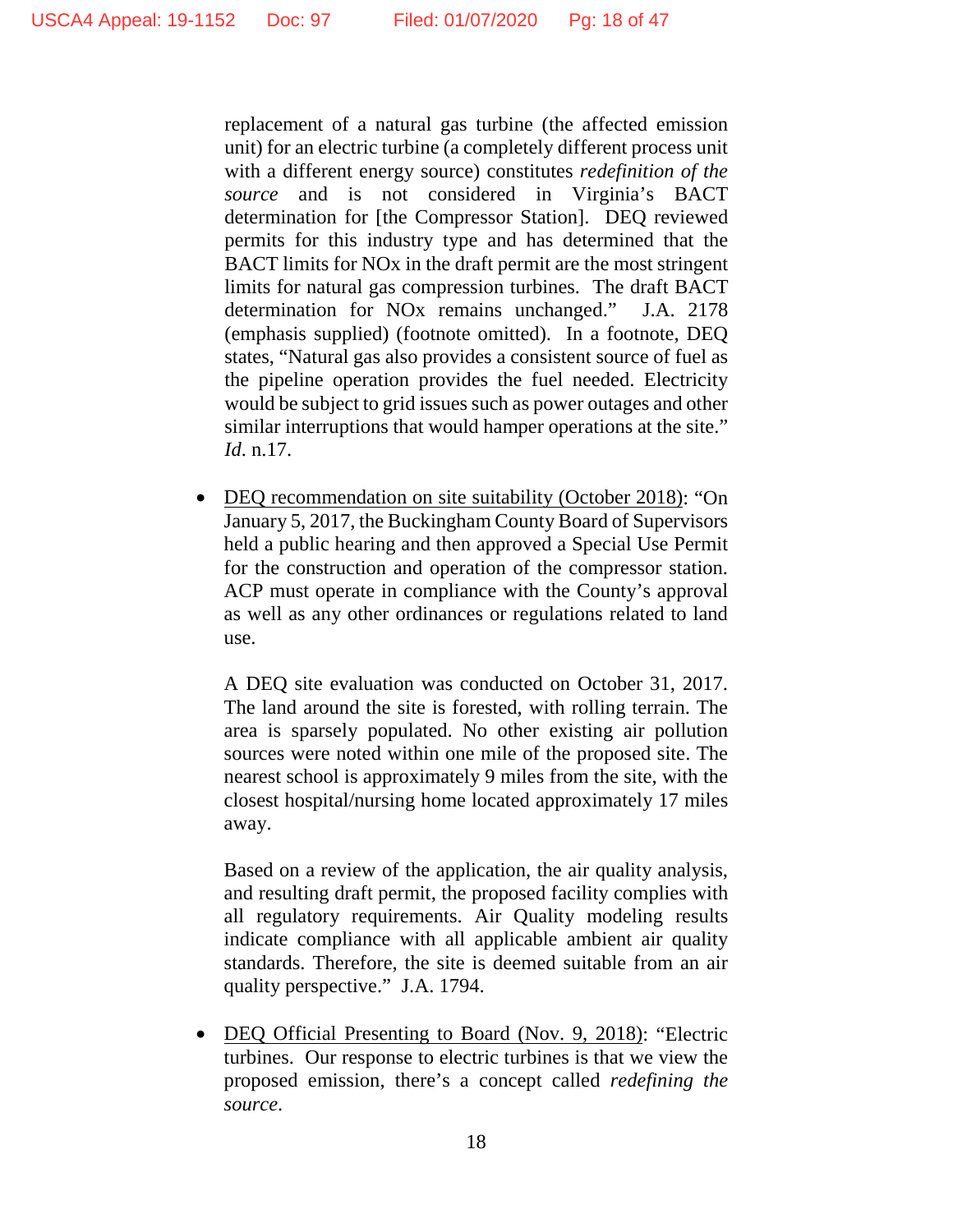replacement of a natural gas turbine (the affected emission unit) for an electric turbine (a completely different process unit with a different energy source) constitutes *redefinition of the source* and is not considered in Virginia's BACT determination for [the Compressor Station]. DEQ reviewed permits for this industry type and has determined that the BACT limits for NOx in the draft permit are the most stringent limits for natural gas compression turbines. The draft BACT determination for NOx remains unchanged." J.A. 2178 (emphasis supplied) (footnote omitted). In a footnote, DEQ states, "Natural gas also provides a consistent source of fuel as the pipeline operation provides the fuel needed. Electricity would be subject to grid issues such as power outages and other similar interruptions that would hamper operations at the site." *Id*. n.17.

- <u>DEQ recommendation on site suitability (October 2018)</u>: "On January 5, 2017, the Buckingham County Board of Supervisors held a public hearing and then approved a Special Use Permit for the construction and operation of the compressor station. ACP must operate in compliance with the County's approval as well as any other ordinances or regulations related to land use.

  A DEQ site evaluation was conducted on October 31, 2017. The land around the site is forested, with rolling terrain. The area is sparsely populated. No other existing air pollution sources were noted within one mile of the proposed site. The nearest school is approximately 9 miles from the site, with the closest hospital/nursing home located approximately 17 miles away.

  Based on a review of the application, the air quality analysis, and resulting draft permit, the proposed facility complies with all regulatory requirements. Air Quality modeling results indicate compliance with all applicable ambient air quality standards. Therefore, the site is deemed suitable from an air quality perspective." J.A. 1794.

- <u>DEQ Official Presenting to Board (Nov. 9, 2018)</u>: "Electric turbines. Our response to electric turbines is that we view the proposed emission, there's a concept called *redefining the source*.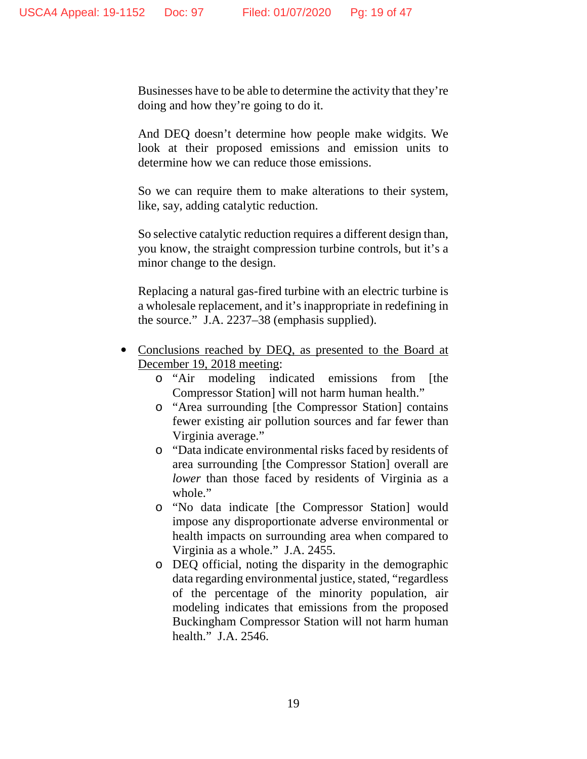Businesses have to be able to determine the activity that they're doing and how they're going to do it.

And DEQ doesn't determine how people make widgits. We look at their proposed emissions and emission units to determine how we can reduce those emissions.

So we can require them to make alterations to their system, like, say, adding catalytic reduction.

So selective catalytic reduction requires a different design than, you know, the straight compression turbine controls, but it's a minor change to the design.

Replacing a natural gas-fired turbine with an electric turbine is a wholesale replacement, and it's inappropriate in redefining in the source." J.A. 2237–38 (emphasis supplied).

- <u>Conclusions reached by DEQ, as presented to the Board at December 19, 2018 meeting</u>:
  - "Air modeling indicated emissions from [the Compressor Station] will not harm human health."
  - "Area surrounding [the Compressor Station] contains fewer existing air pollution sources and far fewer than Virginia average."
  - "Data indicate environmental risks faced by residents of area surrounding [the Compressor Station] overall are *lower* than those faced by residents of Virginia as a whole."
  - "No data indicate [the Compressor Station] would impose any disproportionate adverse environmental or health impacts on surrounding area when compared to Virginia as a whole." J.A. 2455.
  - DEQ official, noting the disparity in the demographic data regarding environmental justice, stated, "regardless of the percentage of the minority population, air modeling indicates that emissions from the proposed Buckingham Compressor Station will not harm human health." J.A. 2546.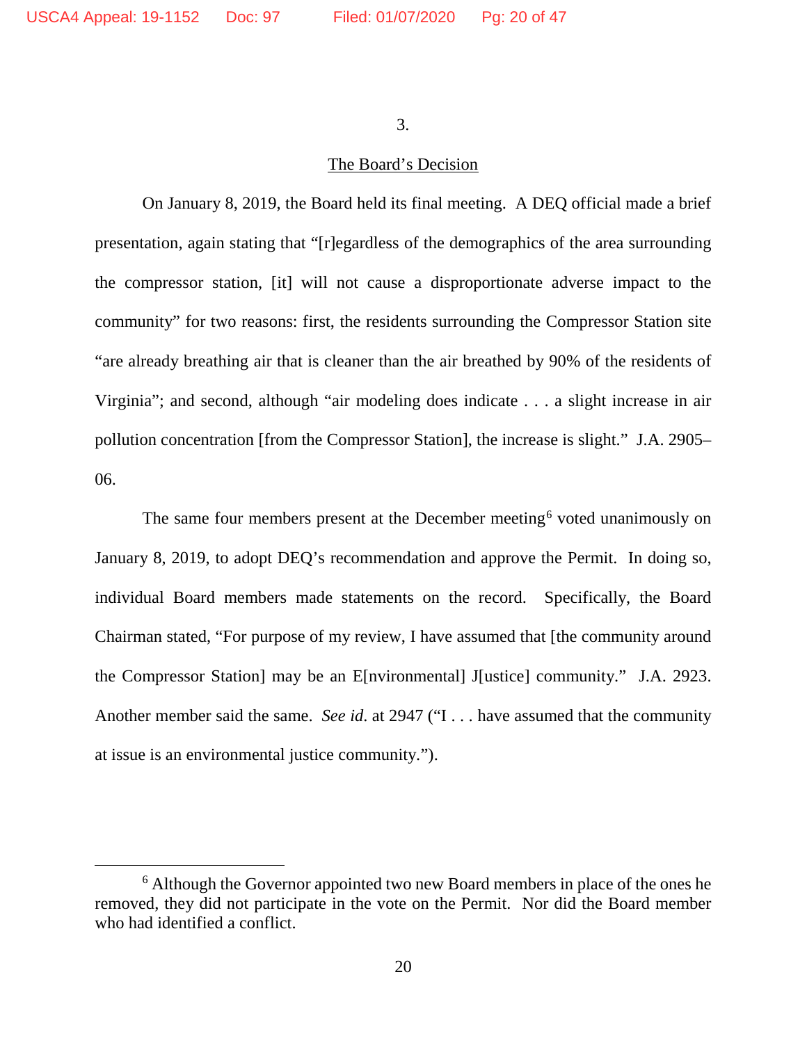3.

The Board's Decision

On January 8, 2019, the Board held its final meeting. A DEQ official made a brief presentation, again stating that "[r]egardless of the demographics of the area surrounding the compressor station, [it] will not cause a disproportionate adverse impact to the community" for two reasons: first, the residents surrounding the Compressor Station site "are already breathing air that is cleaner than the air breathed by 90% of the residents of Virginia"; and second, although "air modeling does indicate . . . a slight increase in air pollution concentration [from the Compressor Station], the increase is slight." J.A. 2905–06.

The same four members present at the December meeting[6] voted unanimously on January 8, 2019, to adopt DEQ's recommendation and approve the Permit. In doing so, individual Board members made statements on the record. Specifically, the Board Chairman stated, "For purpose of my review, I have assumed that [the community around the Compressor Station] may be an E[nvironmental] J[ustice] community." J.A. 2923. Another member said the same. *See id.* at 2947 ("I . . . have assumed that the community at issue is an environmental justice community.").

---

[6] Although the Governor appointed two new Board members in place of the ones he removed, they did not participate in the vote on the Permit. Nor did the Board member who had identified a conflict.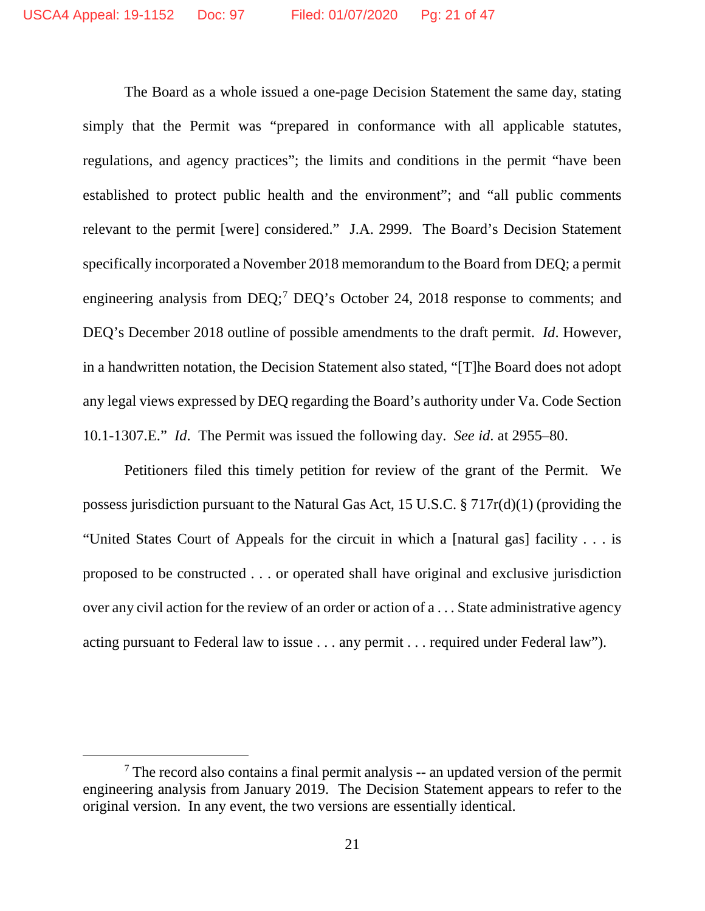The Board as a whole issued a one-page Decision Statement the same day, stating simply that the Permit was "prepared in conformance with all applicable statutes, regulations, and agency practices"; the limits and conditions in the permit "have been established to protect public health and the environment"; and "all public comments relevant to the permit [were] considered." J.A. 2999. The Board's Decision Statement specifically incorporated a November 2018 memorandum to the Board from DEQ; a permit engineering analysis from DEQ;[7] DEQ's October 24, 2018 response to comments; and DEQ's December 2018 outline of possible amendments to the draft permit. *Id*. However, in a handwritten notation, the Decision Statement also stated, "[T]he Board does not adopt any legal views expressed by DEQ regarding the Board's authority under Va. Code Section 10.1-1307.E." *Id*. The Permit was issued the following day. *See id*. at 2955–80.

Petitioners filed this timely petition for review of the grant of the Permit. We possess jurisdiction pursuant to the Natural Gas Act, 15 U.S.C. § 717r(d)(1) (providing the "United States Court of Appeals for the circuit in which a [natural gas] facility . . . is proposed to be constructed . . . or operated shall have original and exclusive jurisdiction over any civil action for the review of an order or action of a . . . State administrative agency acting pursuant to Federal law to issue . . . any permit . . . required under Federal law").

---

[7] The record also contains a final permit analysis -- an updated version of the permit engineering analysis from January 2019. The Decision Statement appears to refer to the original version. In any event, the two versions are essentially identical.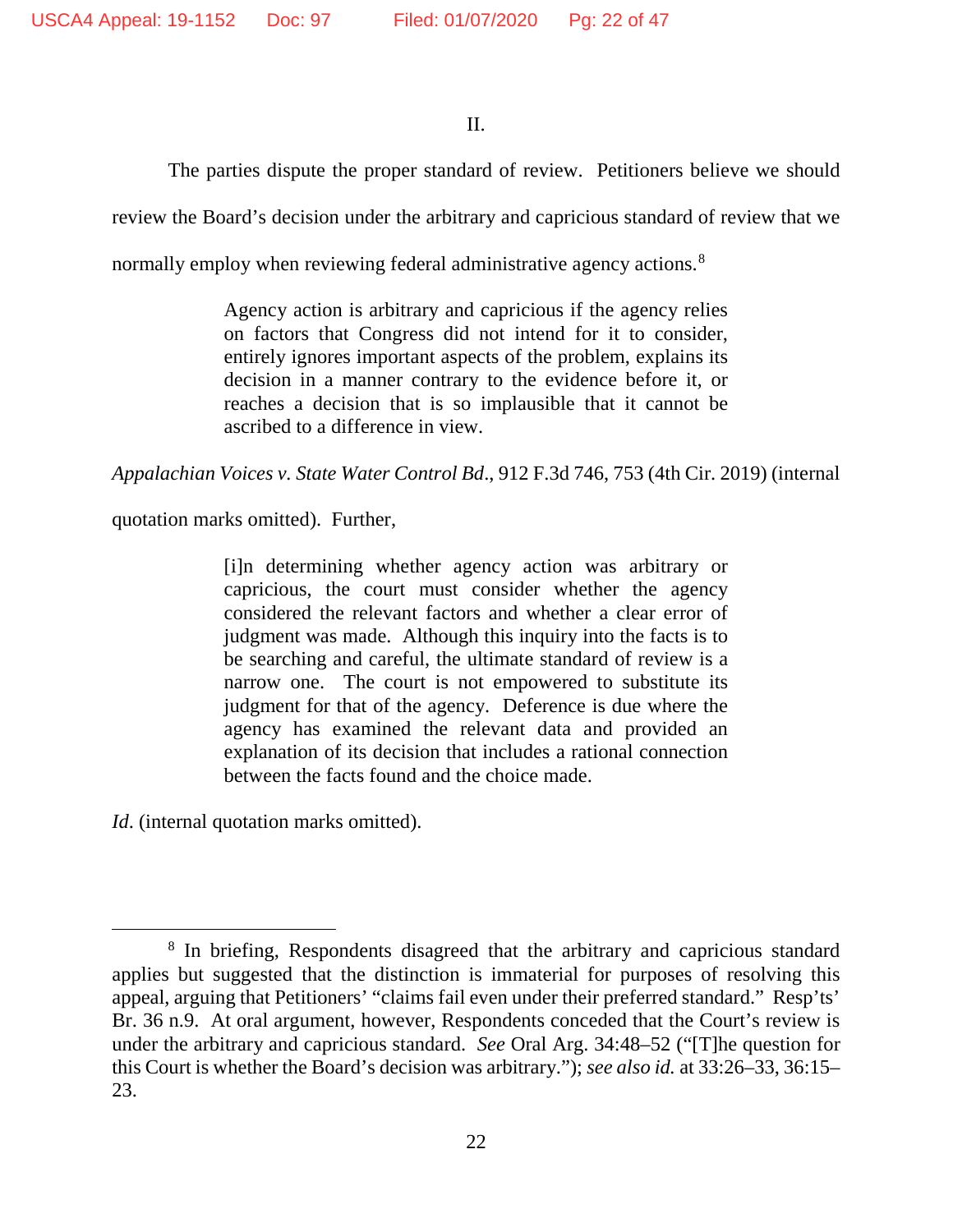II.

The parties dispute the proper standard of review. Petitioners believe we should review the Board's decision under the arbitrary and capricious standard of review that we normally employ when reviewing federal administrative agency actions.[8]

> Agency action is arbitrary and capricious if the agency relies on factors that Congress did not intend for it to consider, entirely ignores important aspects of the problem, explains its decision in a manner contrary to the evidence before it, or reaches a decision that is so implausible that it cannot be ascribed to a difference in view.

*Appalachian Voices v. State Water Control Bd*., 912 F.3d 746, 753 (4th Cir. 2019) (internal quotation marks omitted). Further,

> [i]n determining whether agency action was arbitrary or capricious, the court must consider whether the agency considered the relevant factors and whether a clear error of judgment was made. Although this inquiry into the facts is to be searching and careful, the ultimate standard of review is a narrow one. The court is not empowered to substitute its judgment for that of the agency. Deference is due where the agency has examined the relevant data and provided an explanation of its decision that includes a rational connection between the facts found and the choice made.

*Id*. (internal quotation marks omitted).

---

[8] In briefing, Respondents disagreed that the arbitrary and capricious standard applies but suggested that the distinction is immaterial for purposes of resolving this appeal, arguing that Petitioners' "claims fail even under their preferred standard." Resp'ts' Br. 36 n.9. At oral argument, however, Respondents conceded that the Court's review is under the arbitrary and capricious standard. *See* Oral Arg. 34:48–52 ("[T]he question for this Court is whether the Board's decision was arbitrary."); *see also id.* at 33:26–33, 36:15–23.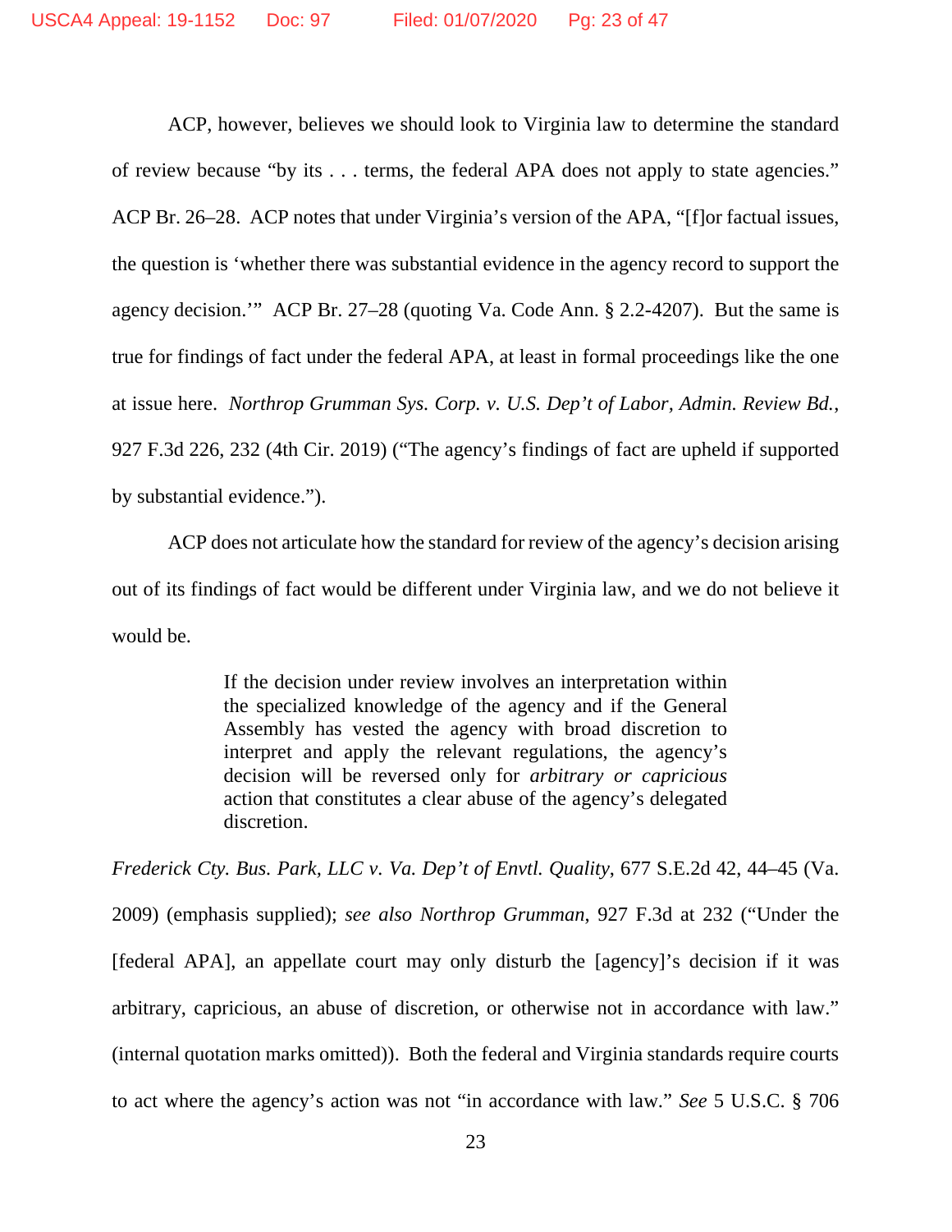ACP, however, believes we should look to Virginia law to determine the standard of review because "by its . . . terms, the federal APA does not apply to state agencies." ACP Br. 26–28. ACP notes that under Virginia's version of the APA, "[f]or factual issues, the question is 'whether there was substantial evidence in the agency record to support the agency decision.'" ACP Br. 27–28 (quoting Va. Code Ann. § 2.2-4207). But the same is true for findings of fact under the federal APA, at least in formal proceedings like the one at issue here. *Northrop Grumman Sys. Corp. v. U.S. Dep't of Labor, Admin. Review Bd.*, 927 F.3d 226, 232 (4th Cir. 2019) ("The agency's findings of fact are upheld if supported by substantial evidence.").

ACP does not articulate how the standard for review of the agency's decision arising out of its findings of fact would be different under Virginia law, and we do not believe it would be.

> If the decision under review involves an interpretation within the specialized knowledge of the agency and if the General Assembly has vested the agency with broad discretion to interpret and apply the relevant regulations, the agency's decision will be reversed only for *arbitrary or capricious* action that constitutes a clear abuse of the agency's delegated discretion.

*Frederick Cty. Bus. Park, LLC v. Va. Dep't of Envtl. Quality*, 677 S.E.2d 42, 44–45 (Va. 2009) (emphasis supplied); *see also Northrop Grumman*, 927 F.3d at 232 ("Under the [federal APA], an appellate court may only disturb the [agency]'s decision if it was arbitrary, capricious, an abuse of discretion, or otherwise not in accordance with law." (internal quotation marks omitted)). Both the federal and Virginia standards require courts to act where the agency's action was not "in accordance with law." *See* 5 U.S.C. § 706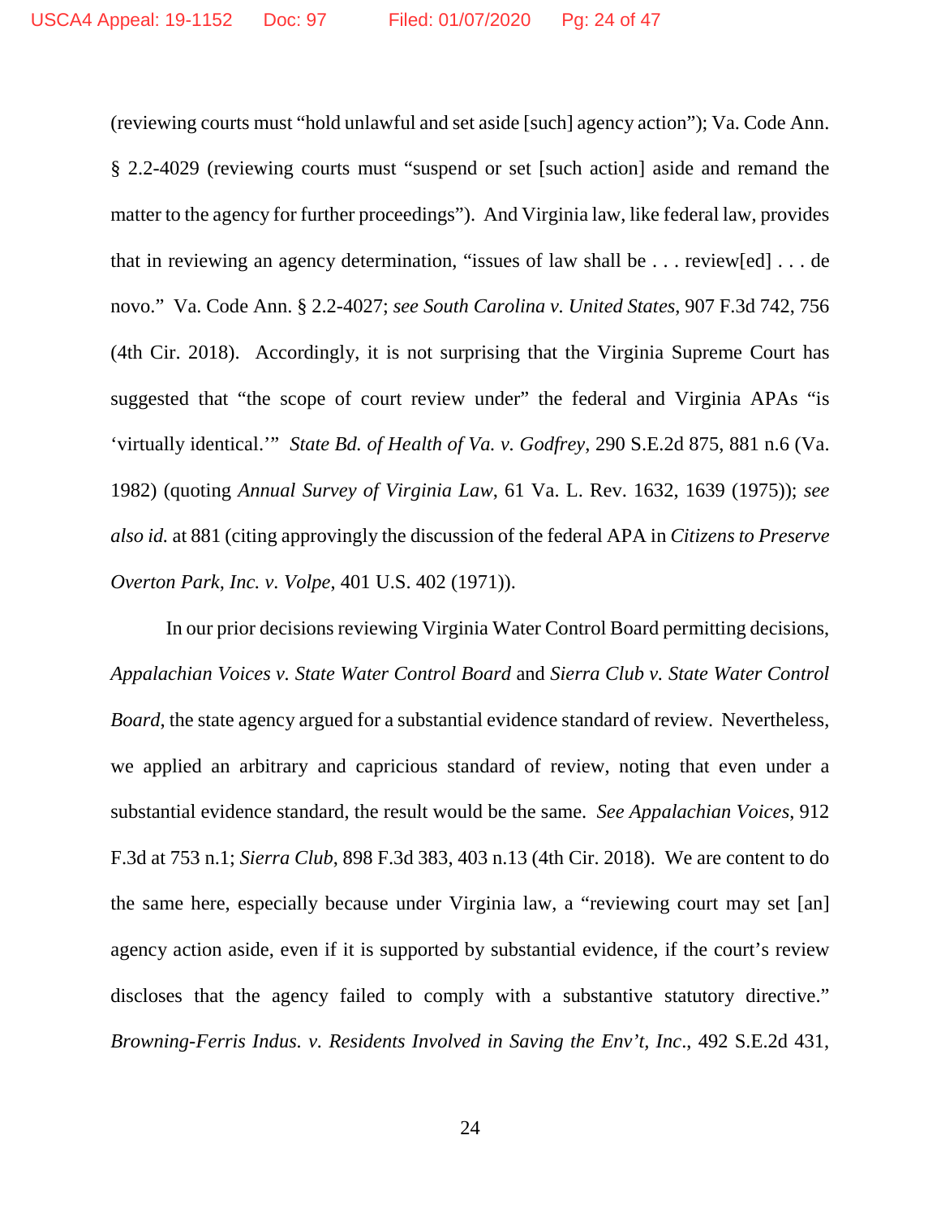(reviewing courts must "hold unlawful and set aside [such] agency action"); Va. Code Ann. § 2.2-4029 (reviewing courts must "suspend or set [such action] aside and remand the matter to the agency for further proceedings"). And Virginia law, like federal law, provides that in reviewing an agency determination, "issues of law shall be . . . review[ed] . . . de novo." Va. Code Ann. § 2.2-4027; *see South Carolina v. United States*, 907 F.3d 742, 756 (4th Cir. 2018). Accordingly, it is not surprising that the Virginia Supreme Court has suggested that "the scope of court review under" the federal and Virginia APAs "is 'virtually identical.'" *State Bd. of Health of Va. v. Godfrey*, 290 S.E.2d 875, 881 n.6 (Va. 1982) (quoting *Annual Survey of Virginia Law*, 61 Va. L. Rev. 1632, 1639 (1975)); *see also id.* at 881 (citing approvingly the discussion of the federal APA in *Citizens to Preserve Overton Park, Inc. v. Volpe*, 401 U.S. 402 (1971)).

In our prior decisions reviewing Virginia Water Control Board permitting decisions, *Appalachian Voices v. State Water Control Board* and *Sierra Club v. State Water Control Board*, the state agency argued for a substantial evidence standard of review. Nevertheless, we applied an arbitrary and capricious standard of review, noting that even under a substantial evidence standard, the result would be the same. *See Appalachian Voices*, 912 F.3d at 753 n.1; *Sierra Club*, 898 F.3d 383, 403 n.13 (4th Cir. 2018). We are content to do the same here, especially because under Virginia law, a "reviewing court may set [an] agency action aside, even if it is supported by substantial evidence, if the court's review discloses that the agency failed to comply with a substantive statutory directive." *Browning-Ferris Indus. v. Residents Involved in Saving the Env't, Inc.*, 492 S.E.2d 431,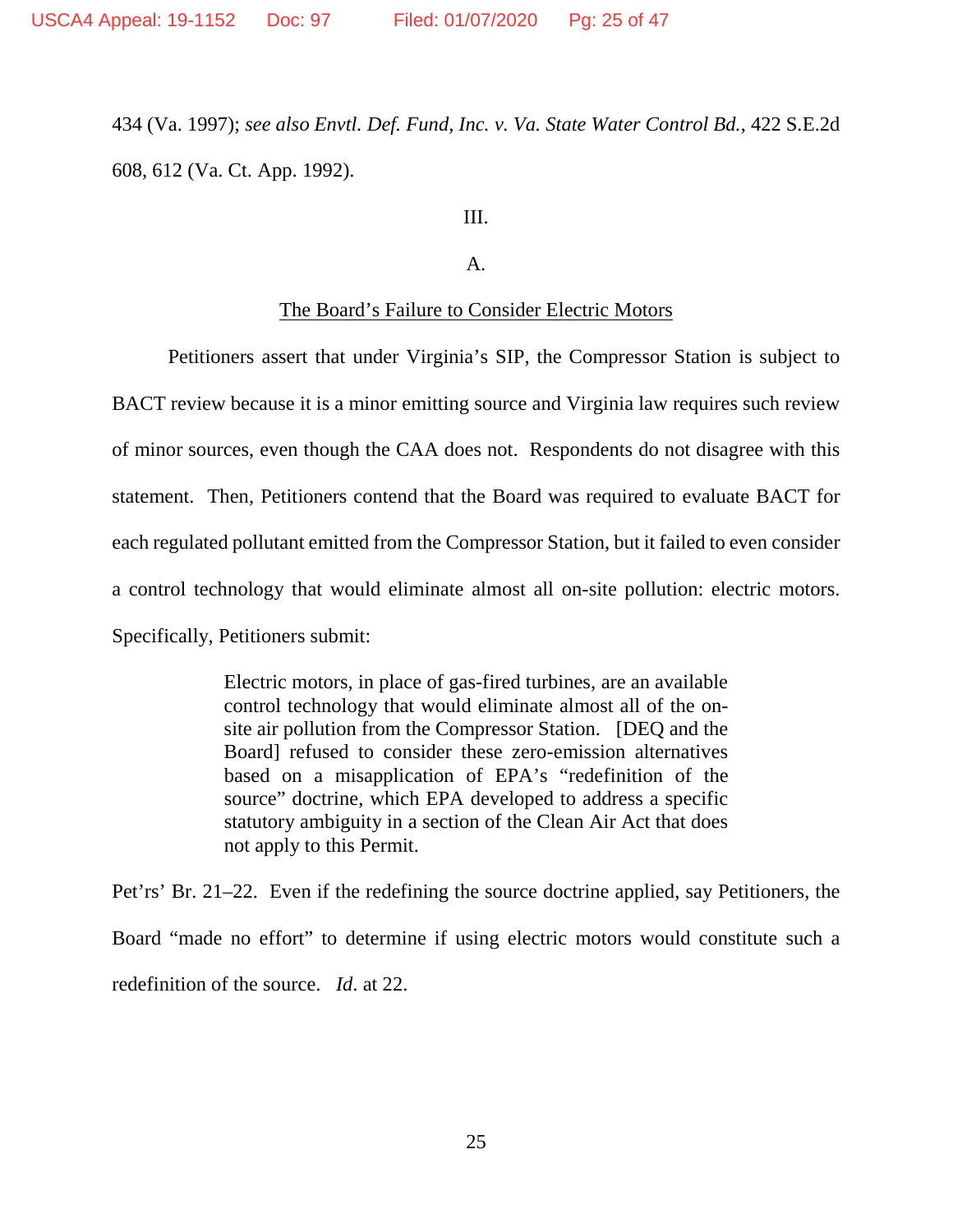434 (Va. 1997); *see also Envtl. Def. Fund, Inc. v. Va. State Water Control Bd.*, 422 S.E.2d 608, 612 (Va. Ct. App. 1992).

III.

A.

<u>The Board's Failure to Consider Electric Motors</u>

Petitioners assert that under Virginia's SIP, the Compressor Station is subject to BACT review because it is a minor emitting source and Virginia law requires such review of minor sources, even though the CAA does not. Respondents do not disagree with this statement. Then, Petitioners contend that the Board was required to evaluate BACT for each regulated pollutant emitted from the Compressor Station, but it failed to even consider a control technology that would eliminate almost all on-site pollution: electric motors. Specifically, Petitioners submit:

> Electric motors, in place of gas-fired turbines, are an available control technology that would eliminate almost all of the on-site air pollution from the Compressor Station. [DEQ and the Board] refused to consider these zero-emission alternatives based on a misapplication of EPA's "redefinition of the source" doctrine, which EPA developed to address a specific statutory ambiguity in a section of the Clean Air Act that does not apply to this Permit.

Pet'rs' Br. 21–22. Even if the redefining the source doctrine applied, say Petitioners, the Board "made no effort" to determine if using electric motors would constitute such a redefinition of the source. *Id*. at 22.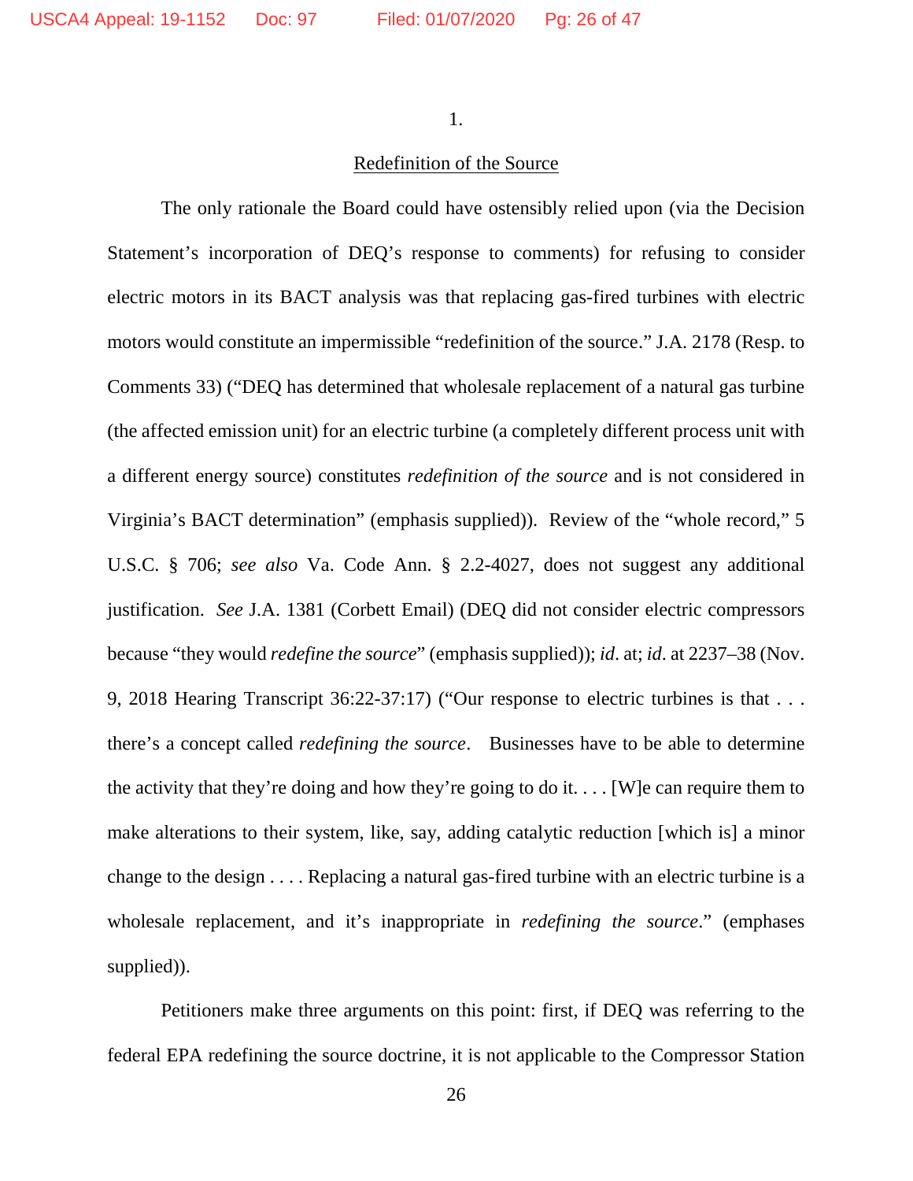1.

Redefinition of the Source

The only rationale the Board could have ostensibly relied upon (via the Decision Statement's incorporation of DEQ's response to comments) for refusing to consider electric motors in its BACT analysis was that replacing gas-fired turbines with electric motors would constitute an impermissible "redefinition of the source." J.A. 2178 (Resp. to Comments 33) ("DEQ has determined that wholesale replacement of a natural gas turbine (the affected emission unit) for an electric turbine (a completely different process unit with a different energy source) constitutes *redefinition of the source* and is not considered in Virginia's BACT determination" (emphasis supplied)). Review of the "whole record," 5 U.S.C. § 706; *see also* Va. Code Ann. § 2.2-4027, does not suggest any additional justification. *See* J.A. 1381 (Corbett Email) (DEQ did not consider electric compressors because "they would *redefine the source*" (emphasis supplied)); *id*. at; *id*. at 2237–38 (Nov. 9, 2018 Hearing Transcript 36:22-37:17) ("Our response to electric turbines is that . . . there's a concept called *redefining the source*. Businesses have to be able to determine the activity that they're doing and how they're going to do it. . . . [W]e can require them to make alterations to their system, like, say, adding catalytic reduction [which is] a minor change to the design . . . . Replacing a natural gas-fired turbine with an electric turbine is a wholesale replacement, and it's inappropriate in *redefining the source*." (emphases supplied)).

Petitioners make three arguments on this point: first, if DEQ was referring to the federal EPA redefining the source doctrine, it is not applicable to the Compressor Station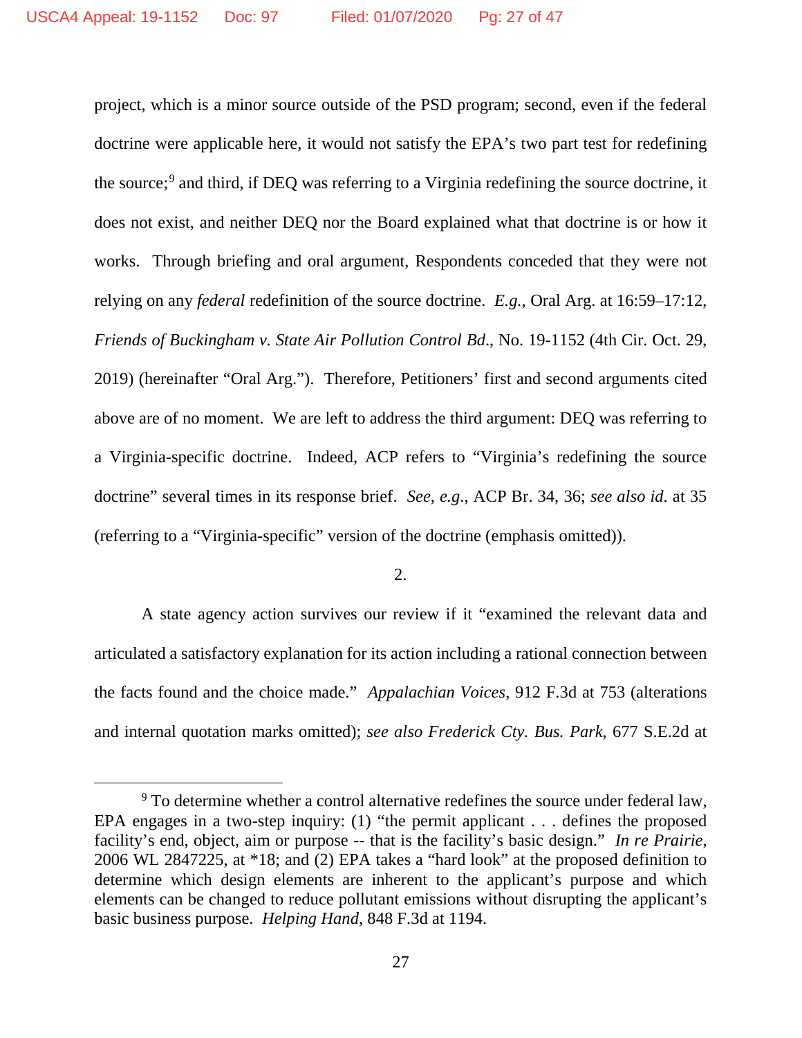project, which is a minor source outside of the PSD program; second, even if the federal doctrine were applicable here, it would not satisfy the EPA's two part test for redefining the source;[9] and third, if DEQ was referring to a Virginia redefining the source doctrine, it does not exist, and neither DEQ nor the Board explained what that doctrine is or how it works. Through briefing and oral argument, Respondents conceded that they were not relying on any *federal* redefinition of the source doctrine. *E.g.*, Oral Arg. at 16:59–17:12, *Friends of Buckingham v. State Air Pollution Control Bd.*, No. 19-1152 (4th Cir. Oct. 29, 2019) (hereinafter "Oral Arg."). Therefore, Petitioners' first and second arguments cited above are of no moment. We are left to address the third argument: DEQ was referring to a Virginia-specific doctrine. Indeed, ACP refers to "Virginia's redefining the source doctrine" several times in its response brief. *See, e.g.*, ACP Br. 34, 36; *see also id*. at 35 (referring to a "Virginia-specific" version of the doctrine (emphasis omitted)).

2.

A state agency action survives our review if it "examined the relevant data and articulated a satisfactory explanation for its action including a rational connection between the facts found and the choice made." *Appalachian Voices*, 912 F.3d at 753 (alterations and internal quotation marks omitted); *see also Frederick Cty. Bus. Park*, 677 S.E.2d at

---

[9] To determine whether a control alternative redefines the source under federal law, EPA engages in a two-step inquiry: (1) "the permit applicant . . . defines the proposed facility's end, object, aim or purpose -- that is the facility's basic design." *In re Prairie*, 2006 WL 2847225, at *18; and (2) EPA takes a "hard look" at the proposed definition to determine which design elements are inherent to the applicant's purpose and which elements can be changed to reduce pollutant emissions without disrupting the applicant's basic business purpose. *Helping Hand*, 848 F.3d at 1194.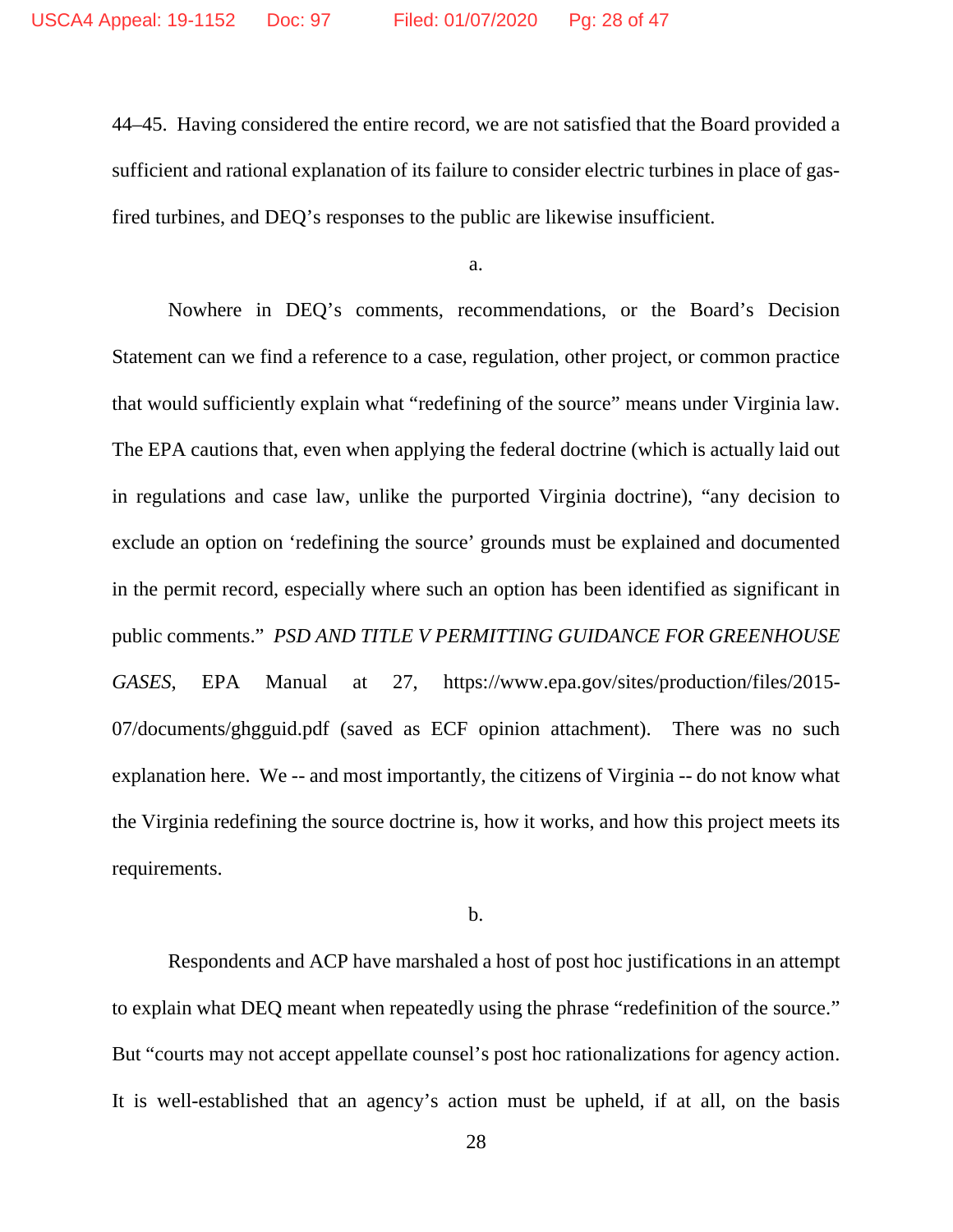44–45. Having considered the entire record, we are not satisfied that the Board provided a sufficient and rational explanation of its failure to consider electric turbines in place of gas-fired turbines, and DEQ's responses to the public are likewise insufficient.

a.

Nowhere in DEQ's comments, recommendations, or the Board's Decision Statement can we find a reference to a case, regulation, other project, or common practice that would sufficiently explain what "redefining of the source" means under Virginia law. The EPA cautions that, even when applying the federal doctrine (which is actually laid out in regulations and case law, unlike the purported Virginia doctrine), "any decision to exclude an option on 'redefining the source' grounds must be explained and documented in the permit record, especially where such an option has been identified as significant in public comments." *PSD AND TITLE V PERMITTING GUIDANCE FOR GREENHOUSE GASES*, EPA Manual at 27, https://www.epa.gov/sites/production/files/2015-07/documents/ghgguid.pdf (saved as ECF opinion attachment). There was no such explanation here. We -- and most importantly, the citizens of Virginia -- do not know what the Virginia redefining the source doctrine is, how it works, and how this project meets its requirements.

b.

Respondents and ACP have marshaled a host of post hoc justifications in an attempt to explain what DEQ meant when repeatedly using the phrase "redefinition of the source." But "courts may not accept appellate counsel's post hoc rationalizations for agency action. It is well-established that an agency's action must be upheld, if at all, on the basis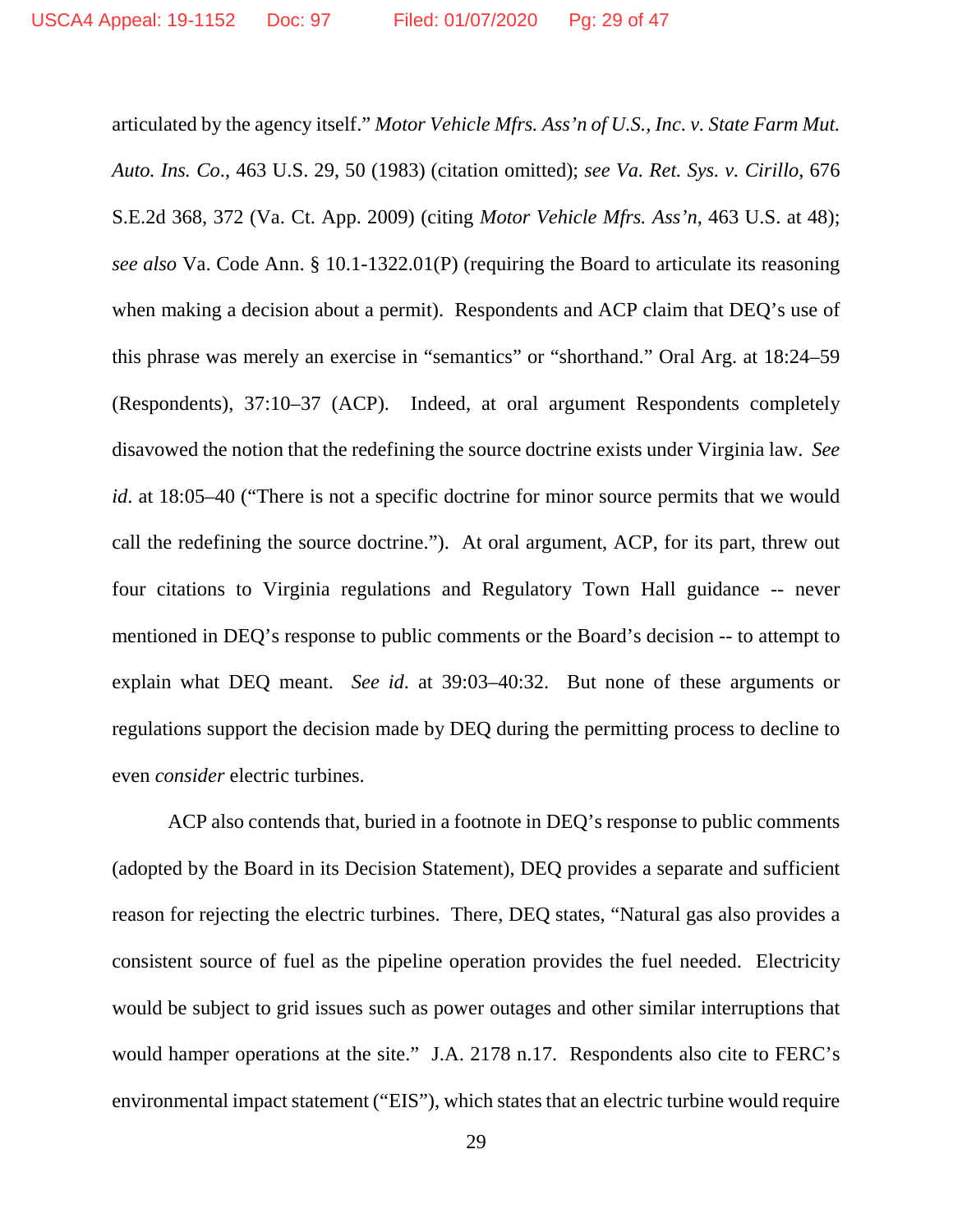articulated by the agency itself." *Motor Vehicle Mfrs. Ass'n of U.S., Inc. v. State Farm Mut. Auto. Ins. Co.*, 463 U.S. 29, 50 (1983) (citation omitted); *see Va. Ret. Sys. v. Cirillo*, 676 S.E.2d 368, 372 (Va. Ct. App. 2009) (citing *Motor Vehicle Mfrs. Ass'n*, 463 U.S. at 48); *see also* Va. Code Ann. § 10.1-1322.01(P) (requiring the Board to articulate its reasoning when making a decision about a permit). Respondents and ACP claim that DEQ's use of this phrase was merely an exercise in "semantics" or "shorthand." Oral Arg. at 18:24–59 (Respondents), 37:10–37 (ACP). Indeed, at oral argument Respondents completely disavowed the notion that the redefining the source doctrine exists under Virginia law. *See id.* at 18:05–40 ("There is not a specific doctrine for minor source permits that we would call the redefining the source doctrine."). At oral argument, ACP, for its part, threw out four citations to Virginia regulations and Regulatory Town Hall guidance -- never mentioned in DEQ's response to public comments or the Board's decision -- to attempt to explain what DEQ meant. *See id.* at 39:03–40:32. But none of these arguments or regulations support the decision made by DEQ during the permitting process to decline to even *consider* electric turbines.

ACP also contends that, buried in a footnote in DEQ's response to public comments (adopted by the Board in its Decision Statement), DEQ provides a separate and sufficient reason for rejecting the electric turbines. There, DEQ states, "Natural gas also provides a consistent source of fuel as the pipeline operation provides the fuel needed. Electricity would be subject to grid issues such as power outages and other similar interruptions that would hamper operations at the site." J.A. 2178 n.17. Respondents also cite to FERC's environmental impact statement ("EIS"), which states that an electric turbine would require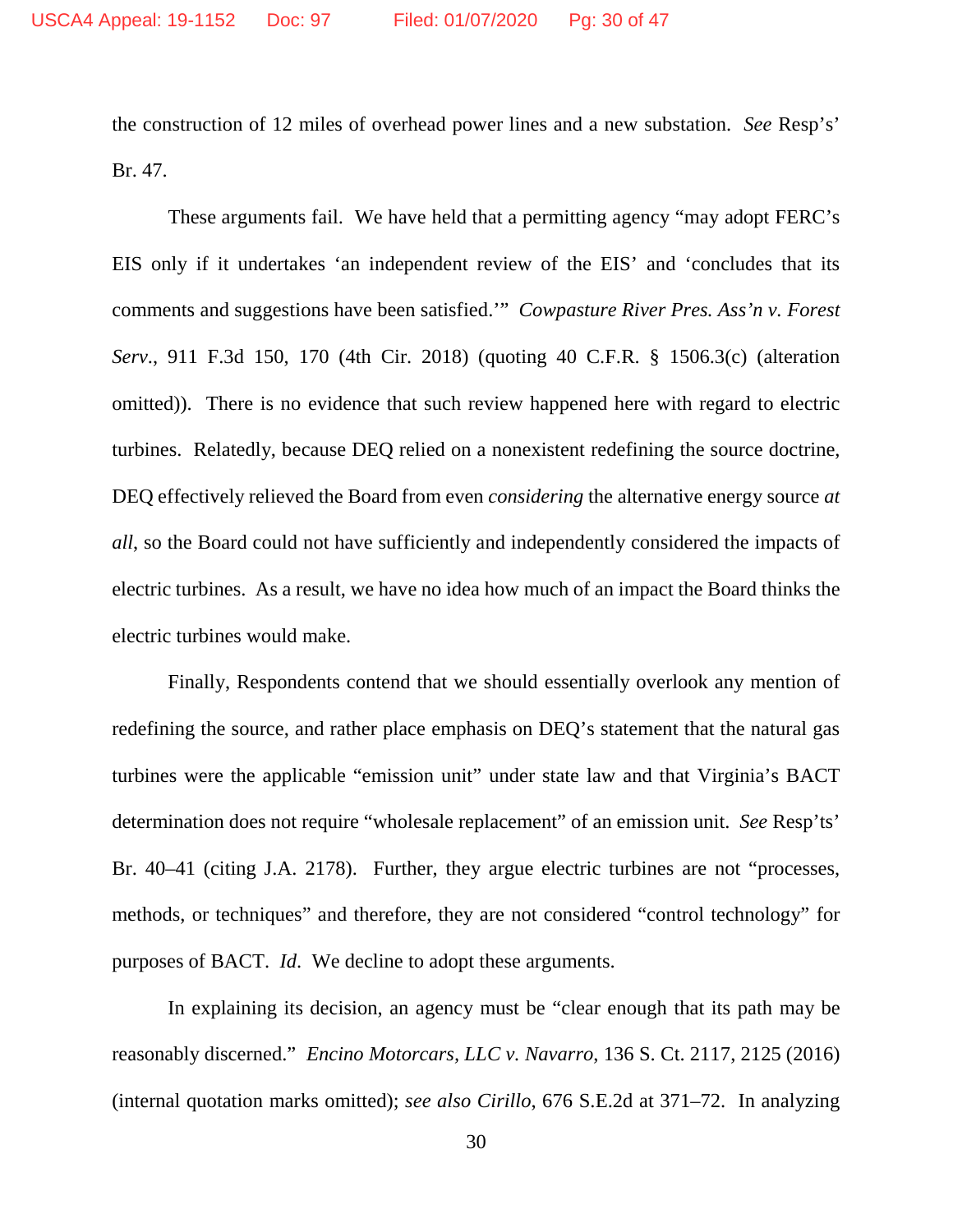the construction of 12 miles of overhead power lines and a new substation. *See* Resp's' Br. 47.

These arguments fail. We have held that a permitting agency "may adopt FERC's EIS only if it undertakes 'an independent review of the EIS' and 'concludes that its comments and suggestions have been satisfied.'" *Cowpasture River Pres. Ass'n v. Forest Serv.*, 911 F.3d 150, 170 (4th Cir. 2018) (quoting 40 C.F.R. § 1506.3(c) (alteration omitted)). There is no evidence that such review happened here with regard to electric turbines. Relatedly, because DEQ relied on a nonexistent redefining the source doctrine, DEQ effectively relieved the Board from even *considering* the alternative energy source *at all*, so the Board could not have sufficiently and independently considered the impacts of electric turbines. As a result, we have no idea how much of an impact the Board thinks the electric turbines would make.

Finally, Respondents contend that we should essentially overlook any mention of redefining the source, and rather place emphasis on DEQ's statement that the natural gas turbines were the applicable "emission unit" under state law and that Virginia's BACT determination does not require "wholesale replacement" of an emission unit. *See* Resp'ts' Br. 40–41 (citing J.A. 2178). Further, they argue electric turbines are not "processes, methods, or techniques" and therefore, they are not considered "control technology" for purposes of BACT. *Id*. We decline to adopt these arguments.

In explaining its decision, an agency must be "clear enough that its path may be reasonably discerned." *Encino Motorcars, LLC v. Navarro*, 136 S. Ct. 2117, 2125 (2016) (internal quotation marks omitted); *see also Cirillo*, 676 S.E.2d at 371–72. In analyzing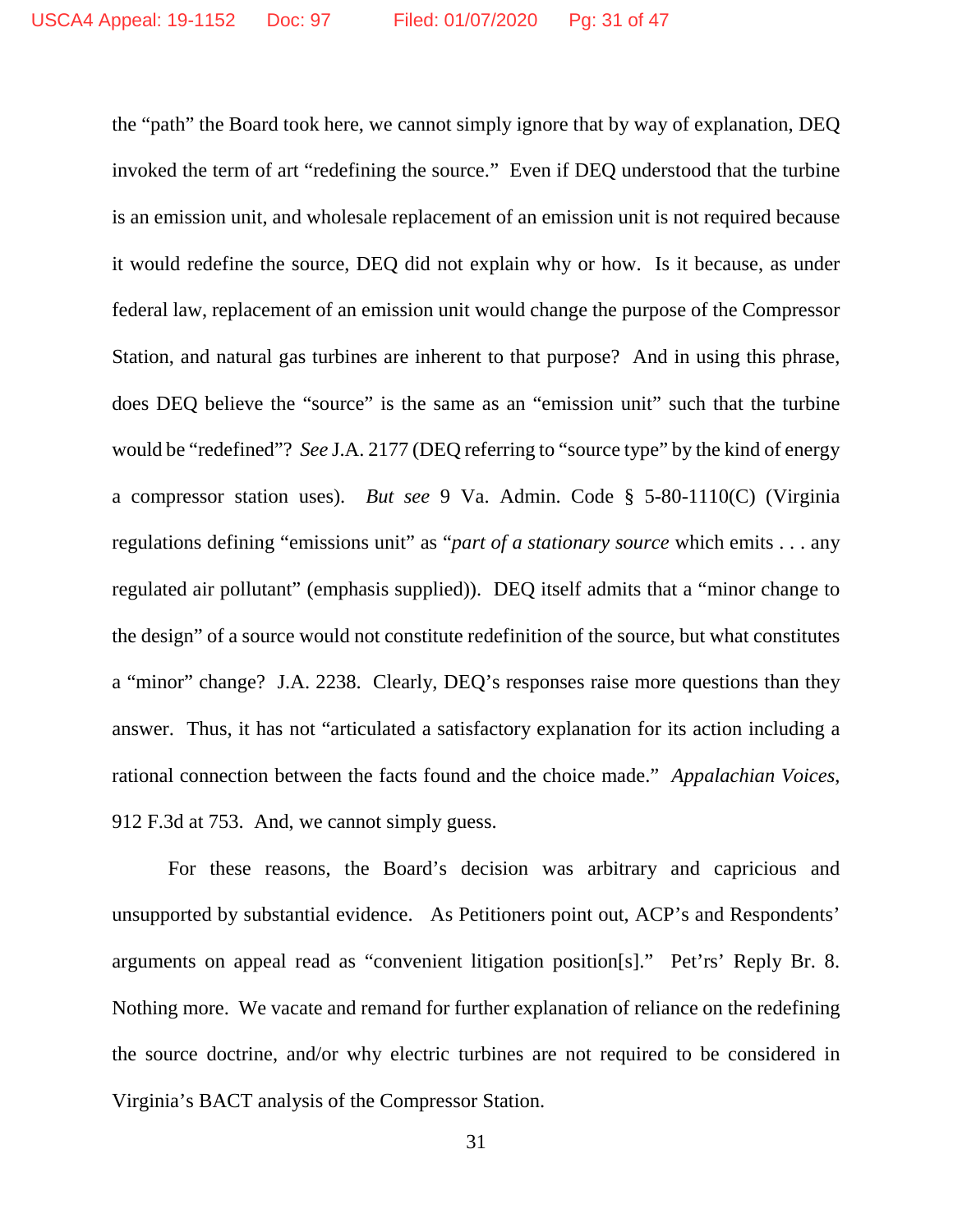the "path" the Board took here, we cannot simply ignore that by way of explanation, DEQ invoked the term of art "redefining the source." Even if DEQ understood that the turbine is an emission unit, and wholesale replacement of an emission unit is not required because it would redefine the source, DEQ did not explain why or how. Is it because, as under federal law, replacement of an emission unit would change the purpose of the Compressor Station, and natural gas turbines are inherent to that purpose? And in using this phrase, does DEQ believe the "source" is the same as an "emission unit" such that the turbine would be "redefined"? *See* J.A. 2177 (DEQ referring to "source type" by the kind of energy a compressor station uses). *But see* 9 Va. Admin. Code § 5-80-1110(C) (Virginia regulations defining "emissions unit" as "*part of a stationary source* which emits . . . any regulated air pollutant" (emphasis supplied)). DEQ itself admits that a "minor change to the design" of a source would not constitute redefinition of the source, but what constitutes a "minor" change? J.A. 2238. Clearly, DEQ's responses raise more questions than they answer. Thus, it has not "articulated a satisfactory explanation for its action including a rational connection between the facts found and the choice made." *Appalachian Voices*, 912 F.3d at 753. And, we cannot simply guess.

For these reasons, the Board's decision was arbitrary and capricious and unsupported by substantial evidence. As Petitioners point out, ACP's and Respondents' arguments on appeal read as "convenient litigation position[s]." Pet'rs' Reply Br. 8. Nothing more. We vacate and remand for further explanation of reliance on the redefining the source doctrine, and/or why electric turbines are not required to be considered in Virginia's BACT analysis of the Compressor Station.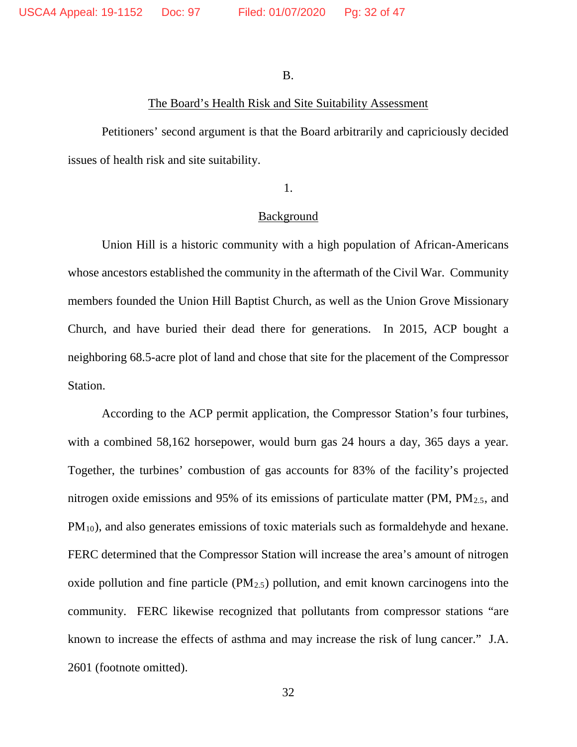## B.

### The Board's Health Risk and Site Suitability Assessment

Petitioners' second argument is that the Board arbitrarily and capriciously decided issues of health risk and site suitability.

#### 1.

#### Background

Union Hill is a historic community with a high population of African-Americans whose ancestors established the community in the aftermath of the Civil War. Community members founded the Union Hill Baptist Church, as well as the Union Grove Missionary Church, and have buried their dead there for generations. In 2015, ACP bought a neighboring 68.5-acre plot of land and chose that site for the placement of the Compressor Station.

According to the ACP permit application, the Compressor Station's four turbines, with a combined 58,162 horsepower, would burn gas 24 hours a day, 365 days a year. Together, the turbines' combustion of gas accounts for 83% of the facility's projected nitrogen oxide emissions and 95% of its emissions of particulate matter (PM, $PM_{2.5}$, and $PM_{10}$), and also generates emissions of toxic materials such as formaldehyde and hexane. FERC determined that the Compressor Station will increase the area's amount of nitrogen oxide pollution and fine particle ($PM_{2.5}$) pollution, and emit known carcinogens into the community. FERC likewise recognized that pollutants from compressor stations "are known to increase the effects of asthma and may increase the risk of lung cancer." J.A. 2601 (footnote omitted).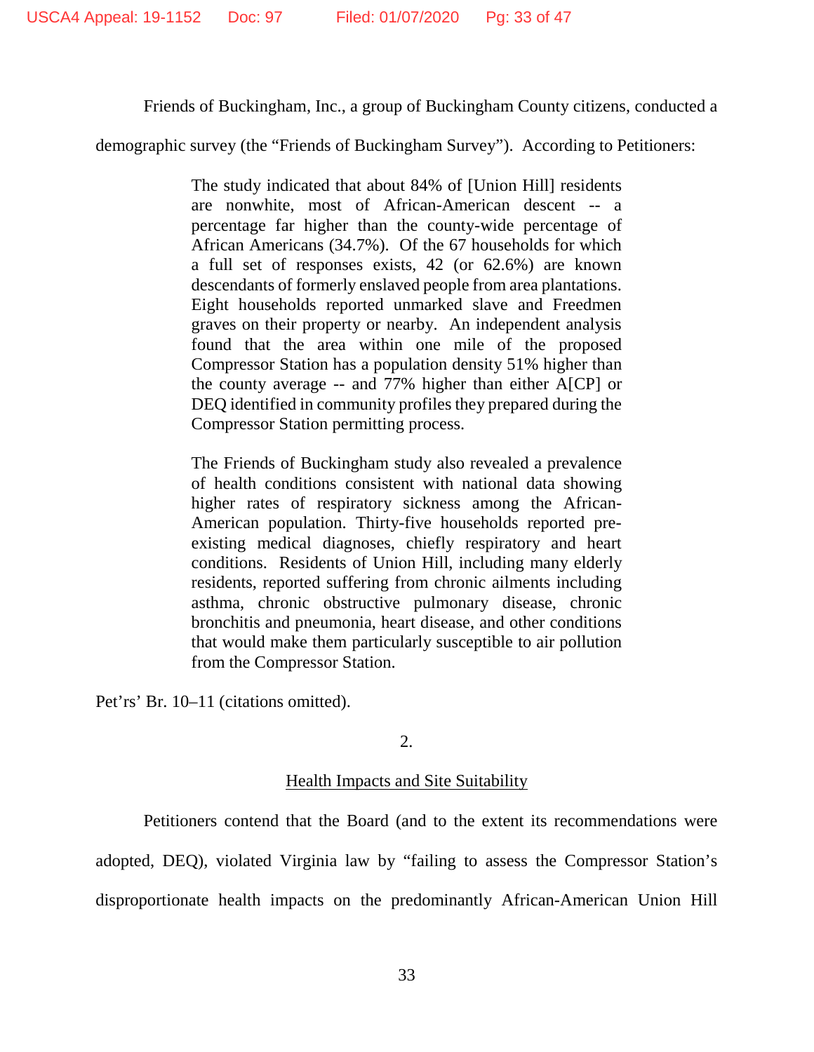Friends of Buckingham, Inc., a group of Buckingham County citizens, conducted a demographic survey (the "Friends of Buckingham Survey"). According to Petitioners:

> The study indicated that about 84% of [Union Hill] residents are nonwhite, most of African-American descent -- a percentage far higher than the county-wide percentage of African Americans (34.7%). Of the 67 households for which a full set of responses exists, 42 (or 62.6%) are known descendants of formerly enslaved people from area plantations. Eight households reported unmarked slave and Freedmen graves on their property or nearby. An independent analysis found that the area within one mile of the proposed Compressor Station has a population density 51% higher than the county average -- and 77% higher than either A[CP] or DEQ identified in community profiles they prepared during the Compressor Station permitting process.
>
> The Friends of Buckingham study also revealed a prevalence of health conditions consistent with national data showing higher rates of respiratory sickness among the African-American population. Thirty-five households reported pre-existing medical diagnoses, chiefly respiratory and heart conditions. Residents of Union Hill, including many elderly residents, reported suffering from chronic ailments including asthma, chronic obstructive pulmonary disease, chronic bronchitis and pneumonia, heart disease, and other conditions that would make them particularly susceptible to air pollution from the Compressor Station.

Pet'rs' Br. 10–11 (citations omitted).

2.

Health Impacts and Site Suitability

Petitioners contend that the Board (and to the extent its recommendations were adopted, DEQ), violated Virginia law by "failing to assess the Compressor Station's disproportionate health impacts on the predominantly African-American Union Hill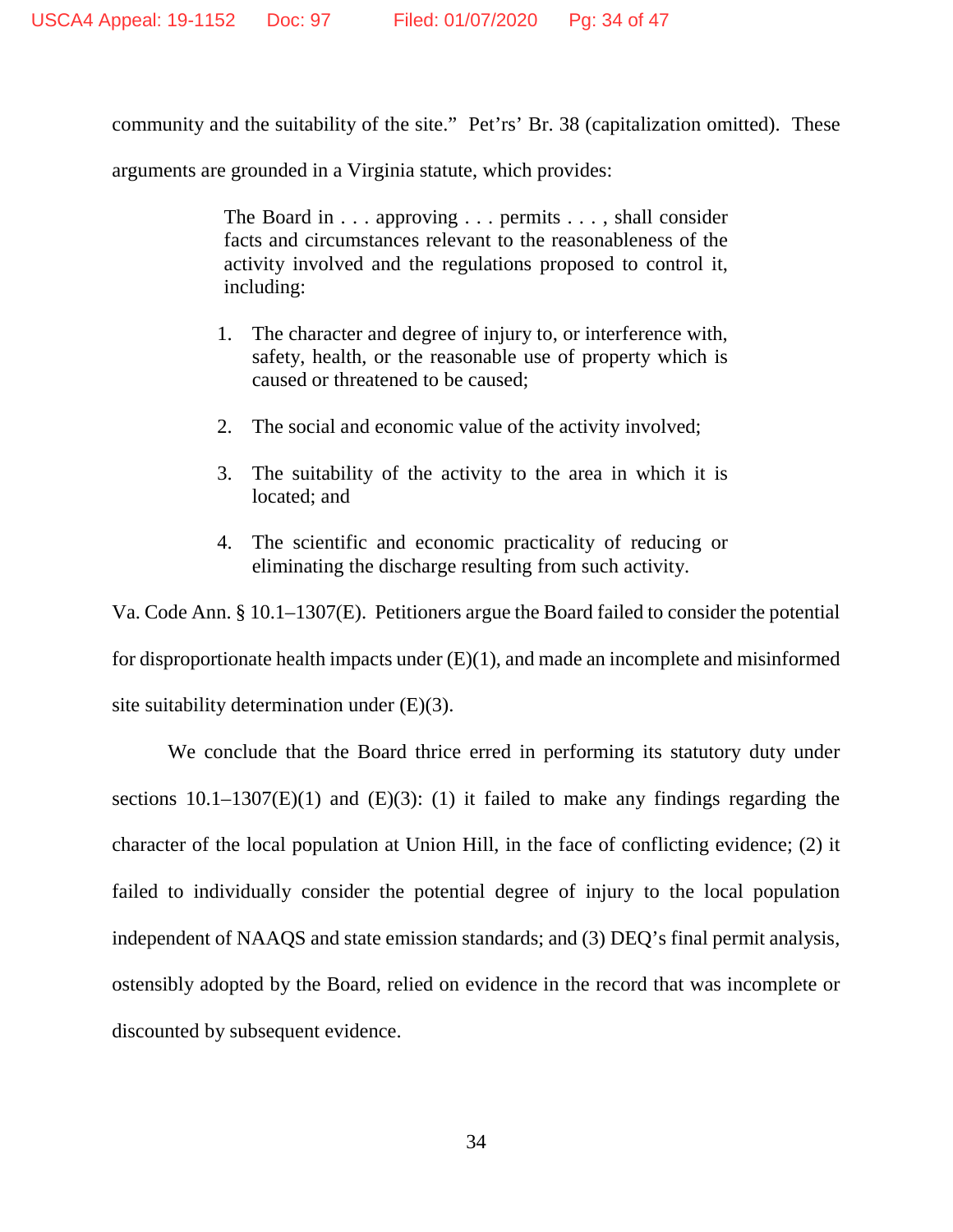community and the suitability of the site." Pet'rs' Br. 38 (capitalization omitted). These arguments are grounded in a Virginia statute, which provides:

> The Board in . . . approving . . . permits . . . , shall consider facts and circumstances relevant to the reasonableness of the activity involved and the regulations proposed to control it, including:
>
> 1. The character and degree of injury to, or interference with, safety, health, or the reasonable use of property which is caused or threatened to be caused;
>
> 2. The social and economic value of the activity involved;
>
> 3. The suitability of the activity to the area in which it is located; and
>
> 4. The scientific and economic practicality of reducing or eliminating the discharge resulting from such activity.

Va. Code Ann. § 10.1–1307(E). Petitioners argue the Board failed to consider the potential for disproportionate health impacts under (E)(1), and made an incomplete and misinformed site suitability determination under (E)(3).

We conclude that the Board thrice erred in performing its statutory duty under sections 10.1–1307(E)(1) and (E)(3): (1) it failed to make any findings regarding the character of the local population at Union Hill, in the face of conflicting evidence; (2) it failed to individually consider the potential degree of injury to the local population independent of NAAQS and state emission standards; and (3) DEQ's final permit analysis, ostensibly adopted by the Board, relied on evidence in the record that was incomplete or discounted by subsequent evidence.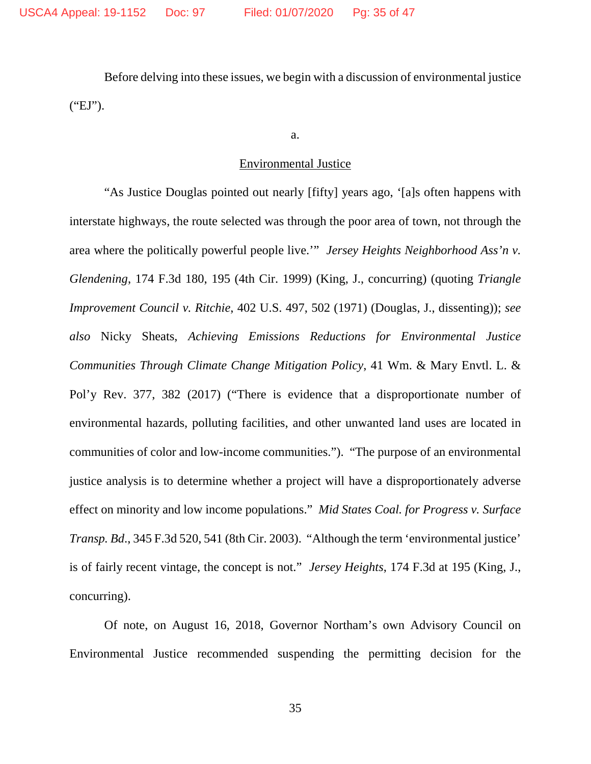Before delving into these issues, we begin with a discussion of environmental justice ("EJ").

a.

<u>Environmental Justice</u>

"As Justice Douglas pointed out nearly [fifty] years ago, '[a]s often happens with interstate highways, the route selected was through the poor area of town, not through the area where the politically powerful people live.'" *Jersey Heights Neighborhood Ass'n v. Glendening*, 174 F.3d 180, 195 (4th Cir. 1999) (King, J., concurring) (quoting *Triangle Improvement Council v. Ritchie*, 402 U.S. 497, 502 (1971) (Douglas, J., dissenting)); *see also* Nicky Sheats, *Achieving Emissions Reductions for Environmental Justice Communities Through Climate Change Mitigation Policy*, 41 Wm. & Mary Envtl. L. & Pol'y Rev. 377, 382 (2017) ("There is evidence that a disproportionate number of environmental hazards, polluting facilities, and other unwanted land uses are located in communities of color and low-income communities."). "The purpose of an environmental justice analysis is to determine whether a project will have a disproportionately adverse effect on minority and low income populations." *Mid States Coal. for Progress v. Surface Transp. Bd.*, 345 F.3d 520, 541 (8th Cir. 2003). "Although the term 'environmental justice' is of fairly recent vintage, the concept is not." *Jersey Heights*, 174 F.3d at 195 (King, J., concurring).

Of note, on August 16, 2018, Governor Northam's own Advisory Council on Environmental Justice recommended suspending the permitting decision for the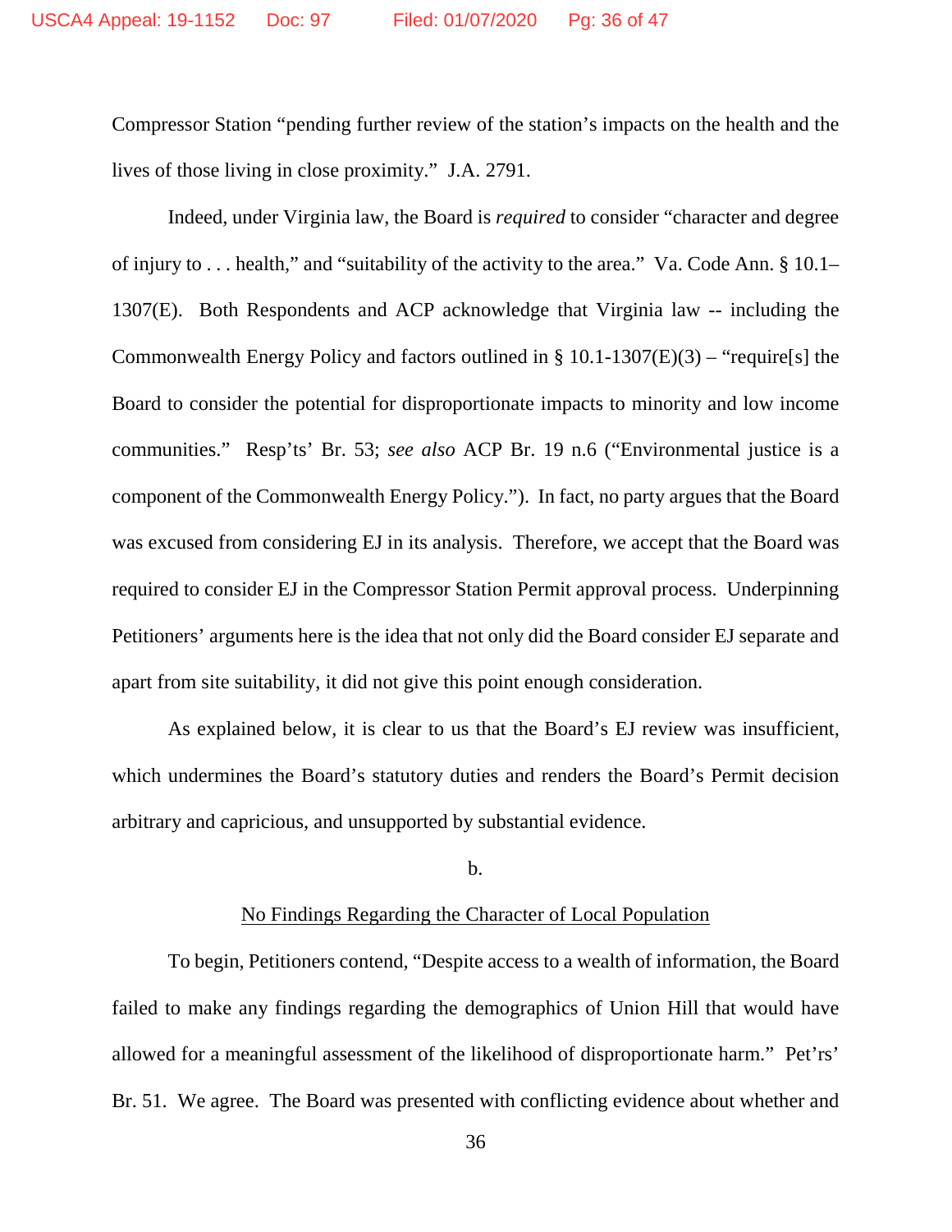Compressor Station "pending further review of the station's impacts on the health and the lives of those living in close proximity." J.A. 2791.

Indeed, under Virginia law, the Board is *required* to consider "character and degree of injury to . . . health," and "suitability of the activity to the area." Va. Code Ann. § 10.1–1307(E). Both Respondents and ACP acknowledge that Virginia law -- including the Commonwealth Energy Policy and factors outlined in § 10.1-1307(E)(3) – "require[s] the Board to consider the potential for disproportionate impacts to minority and low income communities." Resp'ts' Br. 53; *see also* ACP Br. 19 n.6 ("Environmental justice is a component of the Commonwealth Energy Policy."). In fact, no party argues that the Board was excused from considering EJ in its analysis. Therefore, we accept that the Board was required to consider EJ in the Compressor Station Permit approval process. Underpinning Petitioners' arguments here is the idea that not only did the Board consider EJ separate and apart from site suitability, it did not give this point enough consideration.

As explained below, it is clear to us that the Board's EJ review was insufficient, which undermines the Board's statutory duties and renders the Board's Permit decision arbitrary and capricious, and unsupported by substantial evidence.

b.

No Findings Regarding the Character of Local Population

To begin, Petitioners contend, "Despite access to a wealth of information, the Board failed to make any findings regarding the demographics of Union Hill that would have allowed for a meaningful assessment of the likelihood of disproportionate harm." Pet'rs' Br. 51. We agree. The Board was presented with conflicting evidence about whether and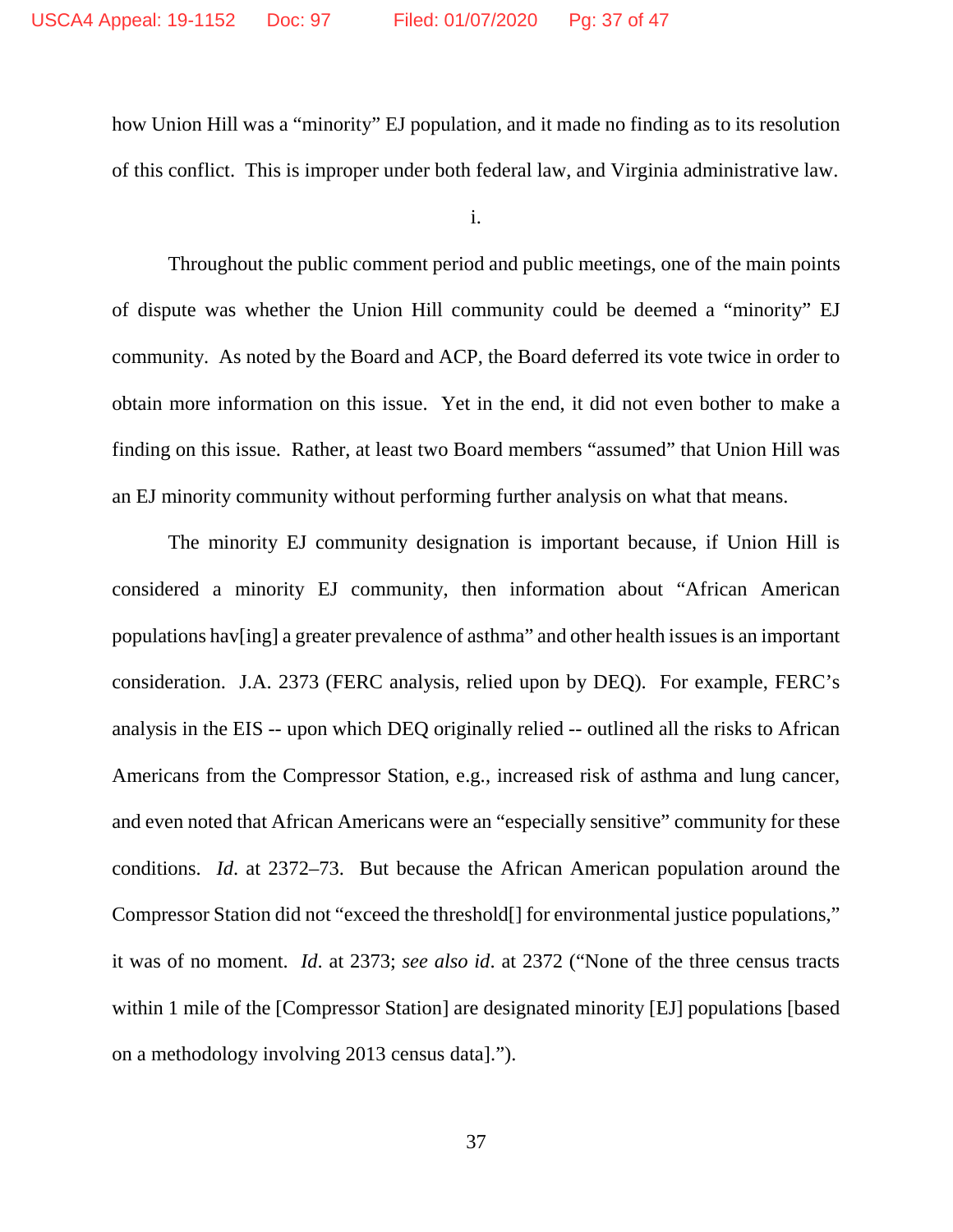how Union Hill was a "minority" EJ population, and it made no finding as to its resolution of this conflict. This is improper under both federal law, and Virginia administrative law.

i.

Throughout the public comment period and public meetings, one of the main points of dispute was whether the Union Hill community could be deemed a "minority" EJ community. As noted by the Board and ACP, the Board deferred its vote twice in order to obtain more information on this issue. Yet in the end, it did not even bother to make a finding on this issue. Rather, at least two Board members "assumed" that Union Hill was an EJ minority community without performing further analysis on what that means.

The minority EJ community designation is important because, if Union Hill is considered a minority EJ community, then information about "African American populations hav[ing] a greater prevalence of asthma" and other health issues is an important consideration. J.A. 2373 (FERC analysis, relied upon by DEQ). For example, FERC's analysis in the EIS -- upon which DEQ originally relied -- outlined all the risks to African Americans from the Compressor Station, e.g., increased risk of asthma and lung cancer, and even noted that African Americans were an "especially sensitive" community for these conditions. *Id*. at 2372–73. But because the African American population around the Compressor Station did not "exceed the threshold[] for environmental justice populations," it was of no moment. *Id*. at 2373; *see also id*. at 2372 ("None of the three census tracts within 1 mile of the [Compressor Station] are designated minority [EJ] populations [based on a methodology involving 2013 census data].").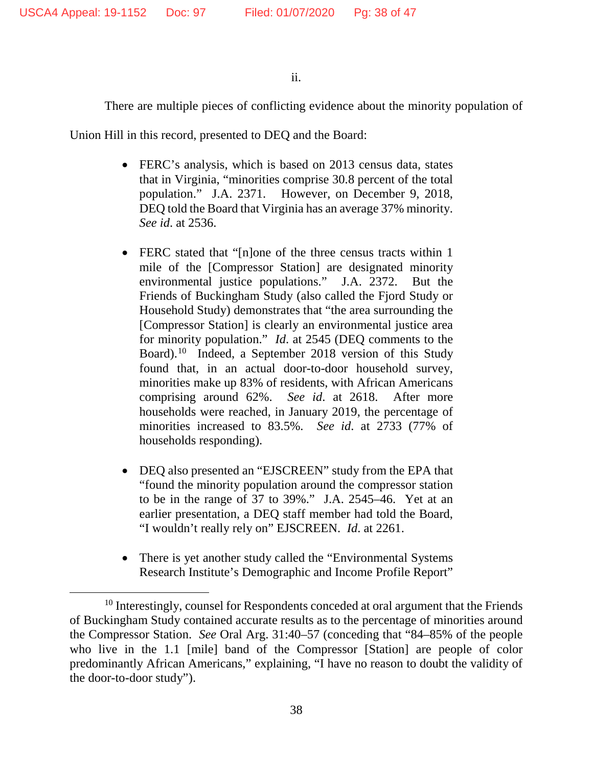ii.

There are multiple pieces of conflicting evidence about the minority population of Union Hill in this record, presented to DEQ and the Board:

- FERC's analysis, which is based on 2013 census data, states that in Virginia, "minorities comprise 30.8 percent of the total population." J.A. 2371. However, on December 9, 2018, DEQ told the Board that Virginia has an average 37% minority. *See id.* at 2536.

- FERC stated that "[n]one of the three census tracts within 1 mile of the [Compressor Station] are designated minority environmental justice populations." J.A. 2372. But the Friends of Buckingham Study (also called the Fjord Study or Household Study) demonstrates that "the area surrounding the [Compressor Station] is clearly an environmental justice area for minority population." *Id.* at 2545 (DEQ comments to the Board).[10] Indeed, a September 2018 version of this Study found that, in an actual door-to-door household survey, minorities make up 83% of residents, with African Americans comprising around 62%. *See id.* at 2618. After more households were reached, in January 2019, the percentage of minorities increased to 83.5%. *See id.* at 2733 (77% of households responding).

- DEQ also presented an "EJSCREEN" study from the EPA that "found the minority population around the compressor station to be in the range of 37 to 39%." J.A. 2545–46. Yet at an earlier presentation, a DEQ staff member had told the Board, "I wouldn't really rely on" EJSCREEN. *Id.* at 2261.

- There is yet another study called the "Environmental Systems Research Institute's Demographic and Income Profile Report"

[10] Interestingly, counsel for Respondents conceded at oral argument that the Friends of Buckingham Study contained accurate results as to the percentage of minorities around the Compressor Station. *See* Oral Arg. 31:40–57 (conceding that "84–85% of the people who live in the 1.1 [mile] band of the Compressor [Station] are people of color predominantly African Americans," explaining, "I have no reason to doubt the validity of the door-to-door study").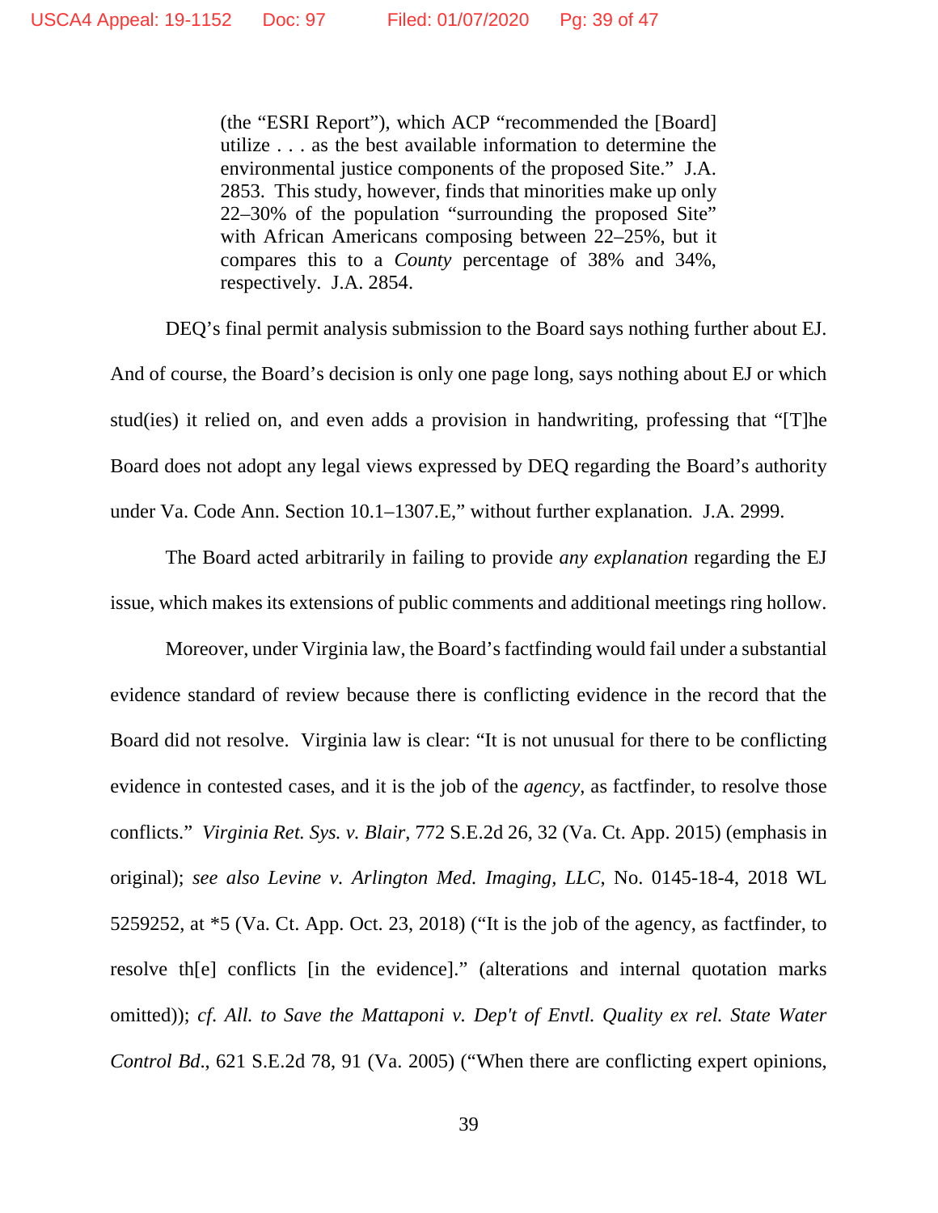> (the "ESRI Report"), which ACP "recommended the [Board] utilize . . . as the best available information to determine the environmental justice components of the proposed Site." J.A. 2853. This study, however, finds that minorities make up only 22–30% of the population "surrounding the proposed Site" with African Americans composing between 22–25%, but it compares this to a *County* percentage of 38% and 34%, respectively. J.A. 2854.

DEQ's final permit analysis submission to the Board says nothing further about EJ. And of course, the Board's decision is only one page long, says nothing about EJ or which stud(ies) it relied on, and even adds a provision in handwriting, professing that "[T]he Board does not adopt any legal views expressed by DEQ regarding the Board's authority under Va. Code Ann. Section 10.1–1307.E," without further explanation. J.A. 2999.

The Board acted arbitrarily in failing to provide *any explanation* regarding the EJ issue, which makes its extensions of public comments and additional meetings ring hollow.

Moreover, under Virginia law, the Board's factfinding would fail under a substantial evidence standard of review because there is conflicting evidence in the record that the Board did not resolve. Virginia law is clear: "It is not unusual for there to be conflicting evidence in contested cases, and it is the job of the *agency*, as factfinder, to resolve those conflicts." *Virginia Ret. Sys. v. Blair*, 772 S.E.2d 26, 32 (Va. Ct. App. 2015) (emphasis in original); *see also Levine v. Arlington Med. Imaging, LLC*, No. 0145-18-4, 2018 WL 5259252, at *5 (Va. Ct. App. Oct. 23, 2018) ("It is the job of the agency, as factfinder, to resolve th[e] conflicts [in the evidence]." (alterations and internal quotation marks omitted)); *cf. All. to Save the Mattaponi v. Dep't of Envtl. Quality ex rel. State Water Control Bd.*, 621 S.E.2d 78, 91 (Va. 2005) ("When there are conflicting expert opinions,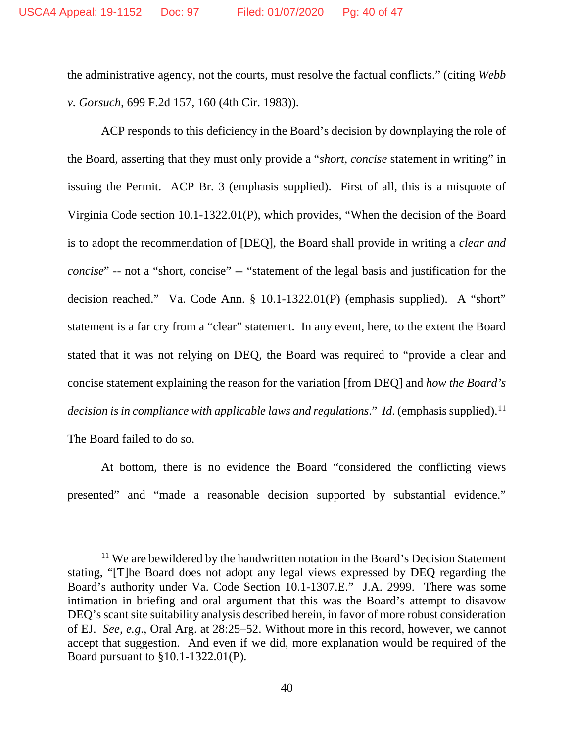the administrative agency, not the courts, must resolve the factual conflicts." (citing *Webb v. Gorsuch*, 699 F.2d 157, 160 (4th Cir. 1983)).

ACP responds to this deficiency in the Board's decision by downplaying the role of the Board, asserting that they must only provide a "*short, concise* statement in writing" in issuing the Permit. ACP Br. 3 (emphasis supplied). First of all, this is a misquote of Virginia Code section 10.1-1322.01(P), which provides, "When the decision of the Board is to adopt the recommendation of [DEQ], the Board shall provide in writing a *clear and concise*" -- not a "short, concise" -- "statement of the legal basis and justification for the decision reached." Va. Code Ann. § 10.1-1322.01(P) (emphasis supplied). A "short" statement is a far cry from a "clear" statement. In any event, here, to the extent the Board stated that it was not relying on DEQ, the Board was required to "provide a clear and concise statement explaining the reason for the variation [from DEQ] and *how the Board's decision is in compliance with applicable laws and regulations*." *Id*. (emphasis supplied).[11] The Board failed to do so.

At bottom, there is no evidence the Board "considered the conflicting views presented" and "made a reasonable decision supported by substantial evidence."

---

[11] We are bewildered by the handwritten notation in the Board's Decision Statement stating, "[T]he Board does not adopt any legal views expressed by DEQ regarding the Board's authority under Va. Code Section 10.1-1307.E." J.A. 2999. There was some intimation in briefing and oral argument that this was the Board's attempt to disavow DEQ's scant site suitability analysis described herein, in favor of more robust consideration of EJ. *See, e.g.*, Oral Arg. at 28:25–52. Without more in this record, however, we cannot accept that suggestion. And even if we did, more explanation would be required of the Board pursuant to §10.1-1322.01(P).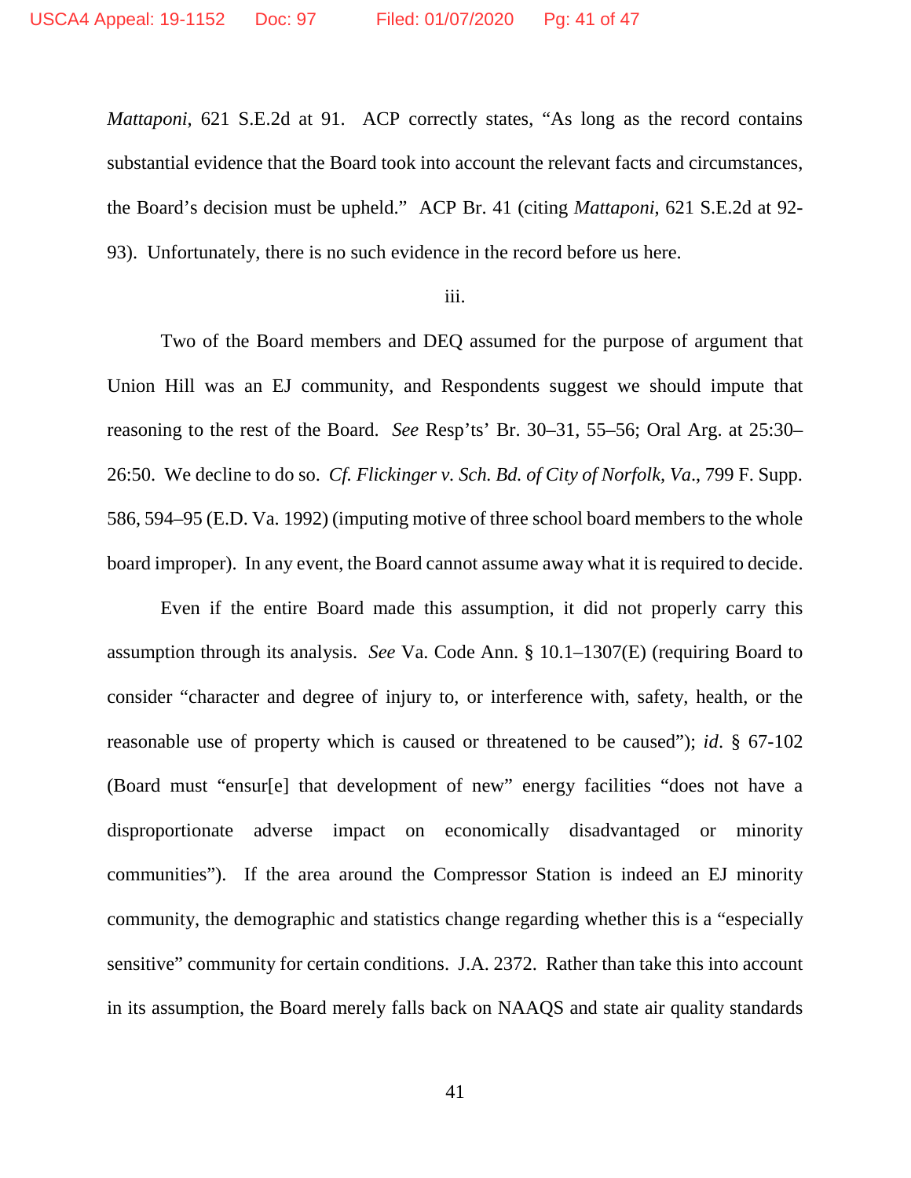*Mattaponi*, 621 S.E.2d at 91. ACP correctly states, "As long as the record contains substantial evidence that the Board took into account the relevant facts and circumstances, the Board's decision must be upheld." ACP Br. 41 (citing *Mattaponi*, 621 S.E.2d at 92-93). Unfortunately, there is no such evidence in the record before us here.

iii.

Two of the Board members and DEQ assumed for the purpose of argument that Union Hill was an EJ community, and Respondents suggest we should impute that reasoning to the rest of the Board. *See* Resp'ts' Br. 30–31, 55–56; Oral Arg. at 25:30–26:50. We decline to do so. *Cf. Flickinger v. Sch. Bd. of City of Norfolk, Va.*, 799 F. Supp. 586, 594–95 (E.D. Va. 1992) (imputing motive of three school board members to the whole board improper). In any event, the Board cannot assume away what it is required to decide.

Even if the entire Board made this assumption, it did not properly carry this assumption through its analysis. *See* Va. Code Ann. § 10.1–1307(E) (requiring Board to consider "character and degree of injury to, or interference with, safety, health, or the reasonable use of property which is caused or threatened to be caused"); *id*. § 67-102 (Board must "ensur[e] that development of new" energy facilities "does not have a disproportionate adverse impact on economically disadvantaged or minority communities"). If the area around the Compressor Station is indeed an EJ minority community, the demographic and statistics change regarding whether this is a "especially sensitive" community for certain conditions. J.A. 2372. Rather than take this into account in its assumption, the Board merely falls back on NAAQS and state air quality standards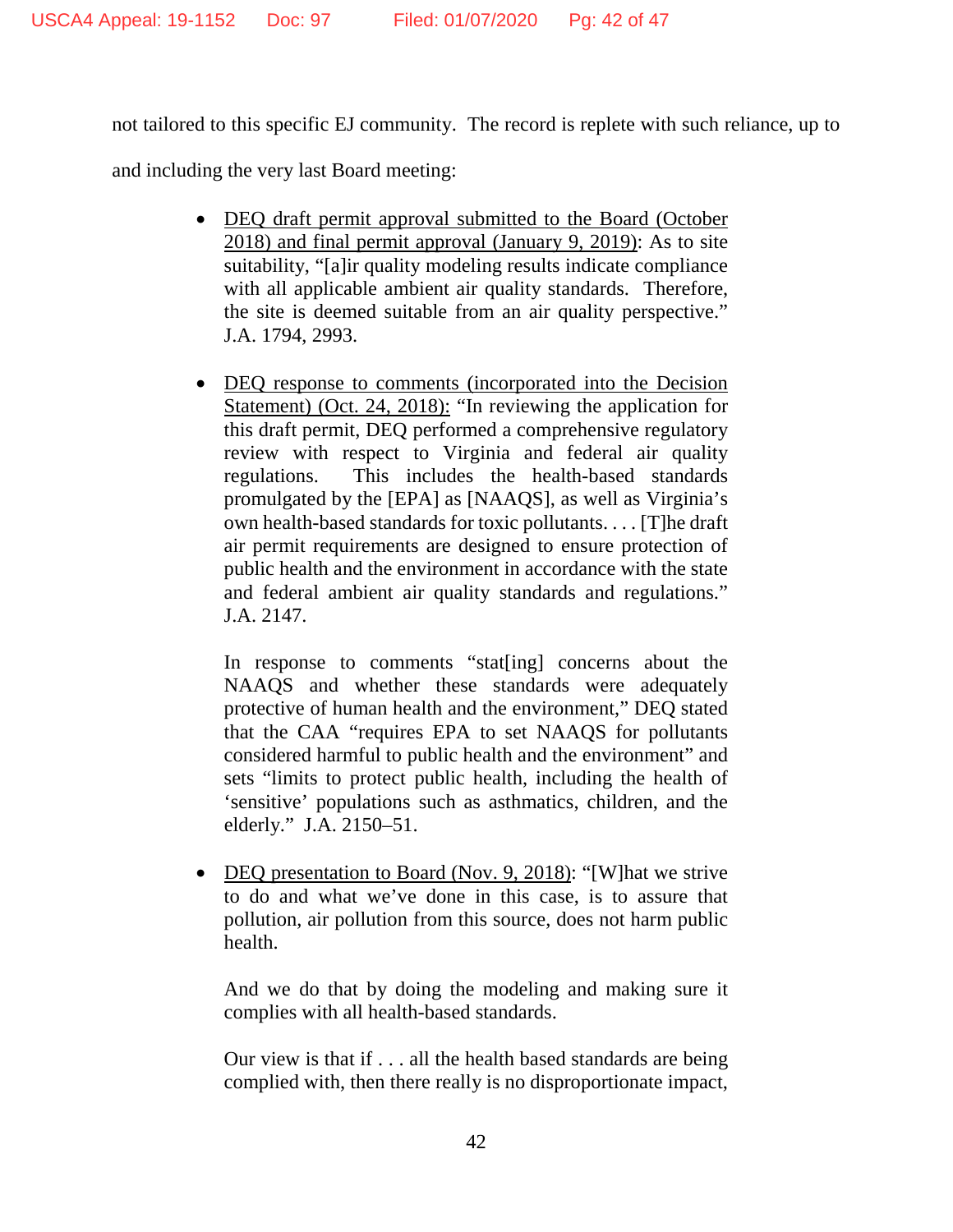not tailored to this specific EJ community. The record is replete with such reliance, up to and including the very last Board meeting:

- <u>DEQ draft permit approval submitted to the Board (October 2018) and final permit approval (January 9, 2019)</u>: As to site suitability, "[a]ir quality modeling results indicate compliance with all applicable ambient air quality standards. Therefore, the site is deemed suitable from an air quality perspective." J.A. 1794, 2993.

- <u>DEQ response to comments (incorporated into the Decision Statement) (Oct. 24, 2018):</u> "In reviewing the application for this draft permit, DEQ performed a comprehensive regulatory review with respect to Virginia and federal air quality regulations. This includes the health-based standards promulgated by the [EPA] as [NAAQS], as well as Virginia's own health-based standards for toxic pollutants. . . . [T]he draft air permit requirements are designed to ensure protection of public health and the environment in accordance with the state and federal ambient air quality standards and regulations." J.A. 2147.

  In response to comments "stat[ing] concerns about the NAAQS and whether these standards were adequately protective of human health and the environment," DEQ stated that the CAA "requires EPA to set NAAQS for pollutants considered harmful to public health and the environment" and sets "limits to protect public health, including the health of 'sensitive' populations such as asthmatics, children, and the elderly." J.A. 2150–51.

- <u>DEQ presentation to Board (Nov. 9, 2018)</u>: "[W]hat we strive to do and what we've done in this case, is to assure that pollution, air pollution from this source, does not harm public health.

  And we do that by doing the modeling and making sure it complies with all health-based standards.

  Our view is that if . . . all the health based standards are being complied with, then there really is no disproportionate impact,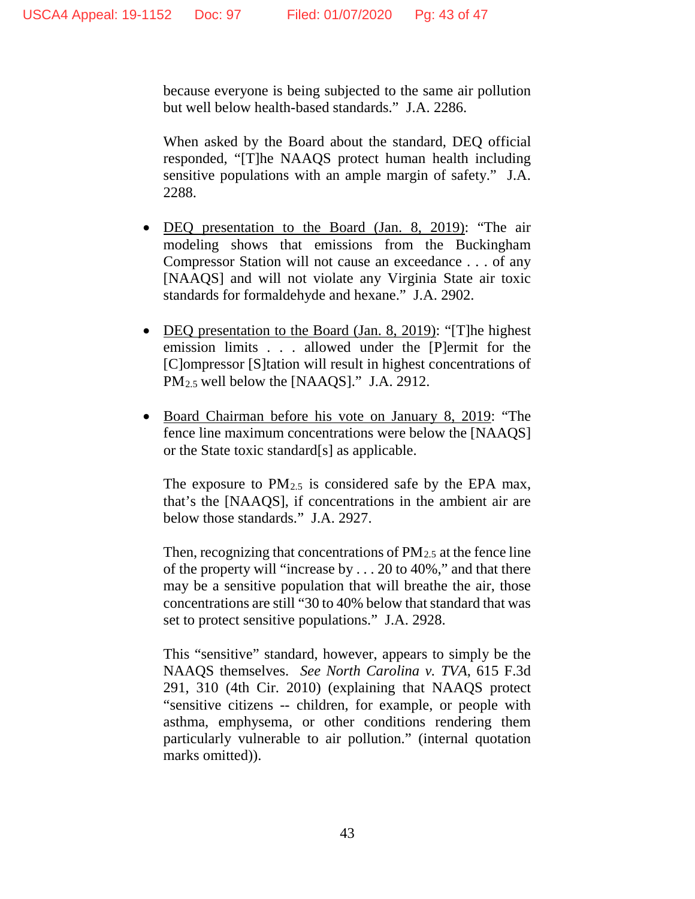because everyone is being subjected to the same air pollution but well below health-based standards." J.A. 2286.

When asked by the Board about the standard, DEQ official responded, "[T]he NAAQS protect human health including sensitive populations with an ample margin of safety." J.A. 2288.

- <u>DEQ presentation to the Board (Jan. 8, 2019)</u>: "The air modeling shows that emissions from the Buckingham Compressor Station will not cause an exceedance . . . of any [NAAQS] and will not violate any Virginia State air toxic standards for formaldehyde and hexane." J.A. 2902.

- <u>DEQ presentation to the Board (Jan. 8, 2019)</u>: "[T]he highest emission limits . . . allowed under the [P]ermit for the [C]ompressor [S]tation will result in highest concentrations of $PM_{2.5}$ well below the [NAAQS]." J.A. 2912.

- <u>Board Chairman before his vote on January 8, 2019</u>: "The fence line maximum concentrations were below the [NAAQS] or the State toxic standard[s] as applicable.

  The exposure to $PM_{2.5}$ is considered safe by the EPA max, that's the [NAAQS], if concentrations in the ambient air are below those standards." J.A. 2927.

  Then, recognizing that concentrations of $PM_{2.5}$ at the fence line of the property will "increase by . . . 20 to 40%," and that there may be a sensitive population that will breathe the air, those concentrations are still "30 to 40% below that standard that was set to protect sensitive populations." J.A. 2928.

  This "sensitive" standard, however, appears to simply be the NAAQS themselves. *See North Carolina v. TVA*, 615 F.3d 291, 310 (4th Cir. 2010) (explaining that NAAQS protect "sensitive citizens -- children, for example, or people with asthma, emphysema, or other conditions rendering them particularly vulnerable to air pollution." (internal quotation marks omitted)).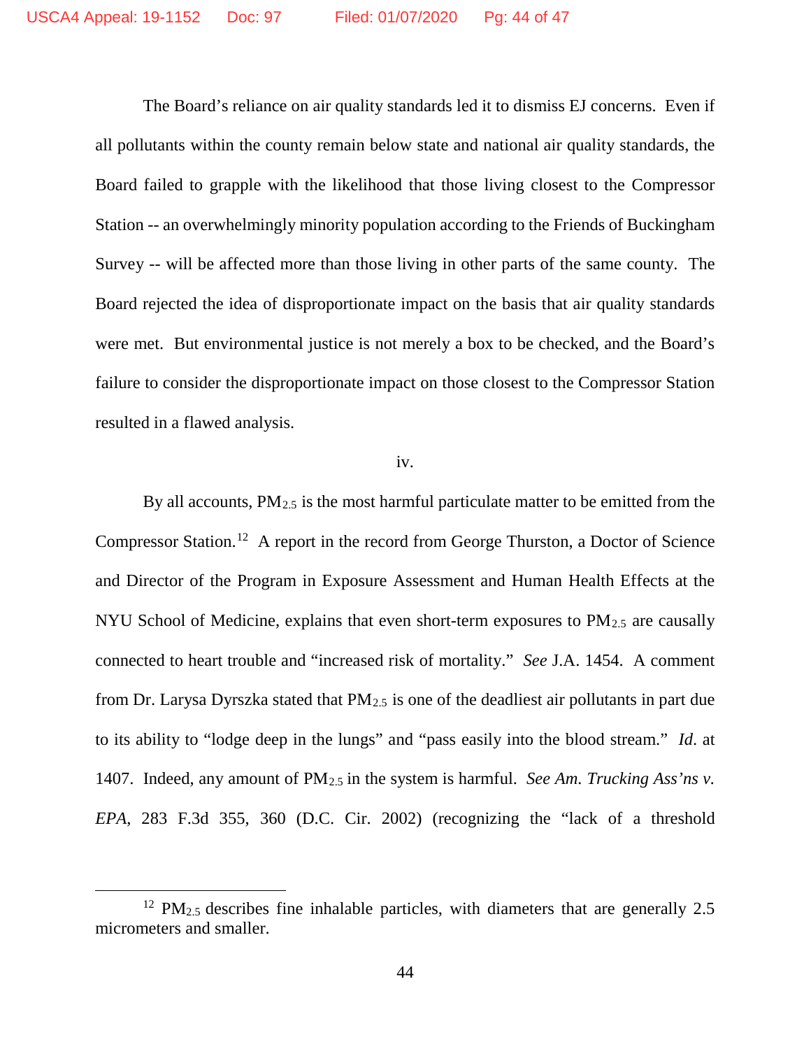The Board's reliance on air quality standards led it to dismiss EJ concerns. Even if all pollutants within the county remain below state and national air quality standards, the Board failed to grapple with the likelihood that those living closest to the Compressor Station -- an overwhelmingly minority population according to the Friends of Buckingham Survey -- will be affected more than those living in other parts of the same county. The Board rejected the idea of disproportionate impact on the basis that air quality standards were met. But environmental justice is not merely a box to be checked, and the Board's failure to consider the disproportionate impact on those closest to the Compressor Station resulted in a flawed analysis.

iv.

By all accounts, $PM_{2.5}$ is the most harmful particulate matter to be emitted from the Compressor Station.[12] A report in the record from George Thurston, a Doctor of Science and Director of the Program in Exposure Assessment and Human Health Effects at the NYU School of Medicine, explains that even short-term exposures to $PM_{2.5}$ are causally connected to heart trouble and "increased risk of mortality." *See* J.A. 1454. A comment from Dr. Larysa Dyrszka stated that $PM_{2.5}$ is one of the deadliest air pollutants in part due to its ability to "lodge deep in the lungs" and "pass easily into the blood stream." *Id*. at 1407. Indeed, any amount of $PM_{2.5}$ in the system is harmful. *See Am. Trucking Ass'ns v. EPA*, 283 F.3d 355, 360 (D.C. Cir. 2002) (recognizing the "lack of a threshold

[12] $PM_{2.5}$ describes fine inhalable particles, with diameters that are generally 2.5 micrometers and smaller.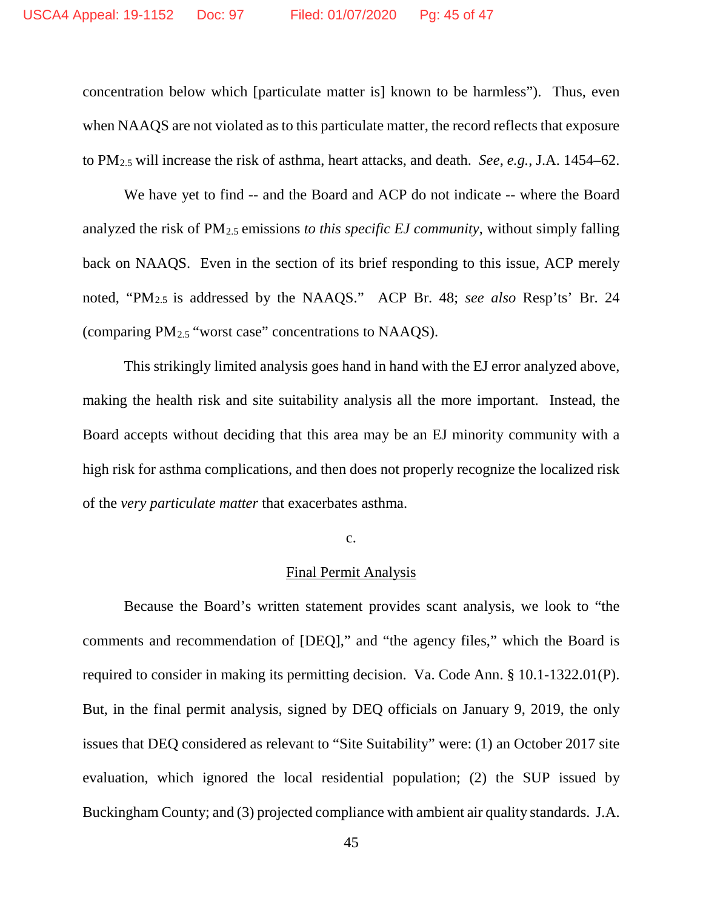concentration below which [particulate matter is] known to be harmless"). Thus, even when NAAQS are not violated as to this particulate matter, the record reflects that exposure to $PM_{2.5}$ will increase the risk of asthma, heart attacks, and death. *See, e.g.*, J.A. 1454–62.

We have yet to find -- and the Board and ACP do not indicate -- where the Board analyzed the risk of $PM_{2.5}$ emissions *to this specific EJ community*, without simply falling back on NAAQS. Even in the section of its brief responding to this issue, ACP merely noted, "$PM_{2.5}$ is addressed by the NAAQS." ACP Br. 48; *see also* Resp'ts' Br. 24 (comparing $PM_{2.5}$ "worst case" concentrations to NAAQS).

This strikingly limited analysis goes hand in hand with the EJ error analyzed above, making the health risk and site suitability analysis all the more important. Instead, the Board accepts without deciding that this area may be an EJ minority community with a high risk for asthma complications, and then does not properly recognize the localized risk of the *very particulate matter* that exacerbates asthma.

c.

<u>Final Permit Analysis</u>

Because the Board's written statement provides scant analysis, we look to "the comments and recommendation of [DEQ]," and "the agency files," which the Board is required to consider in making its permitting decision. Va. Code Ann. § 10.1-1322.01(P). But, in the final permit analysis, signed by DEQ officials on January 9, 2019, the only issues that DEQ considered as relevant to "Site Suitability" were: (1) an October 2017 site evaluation, which ignored the local residential population; (2) the SUP issued by Buckingham County; and (3) projected compliance with ambient air quality standards. J.A.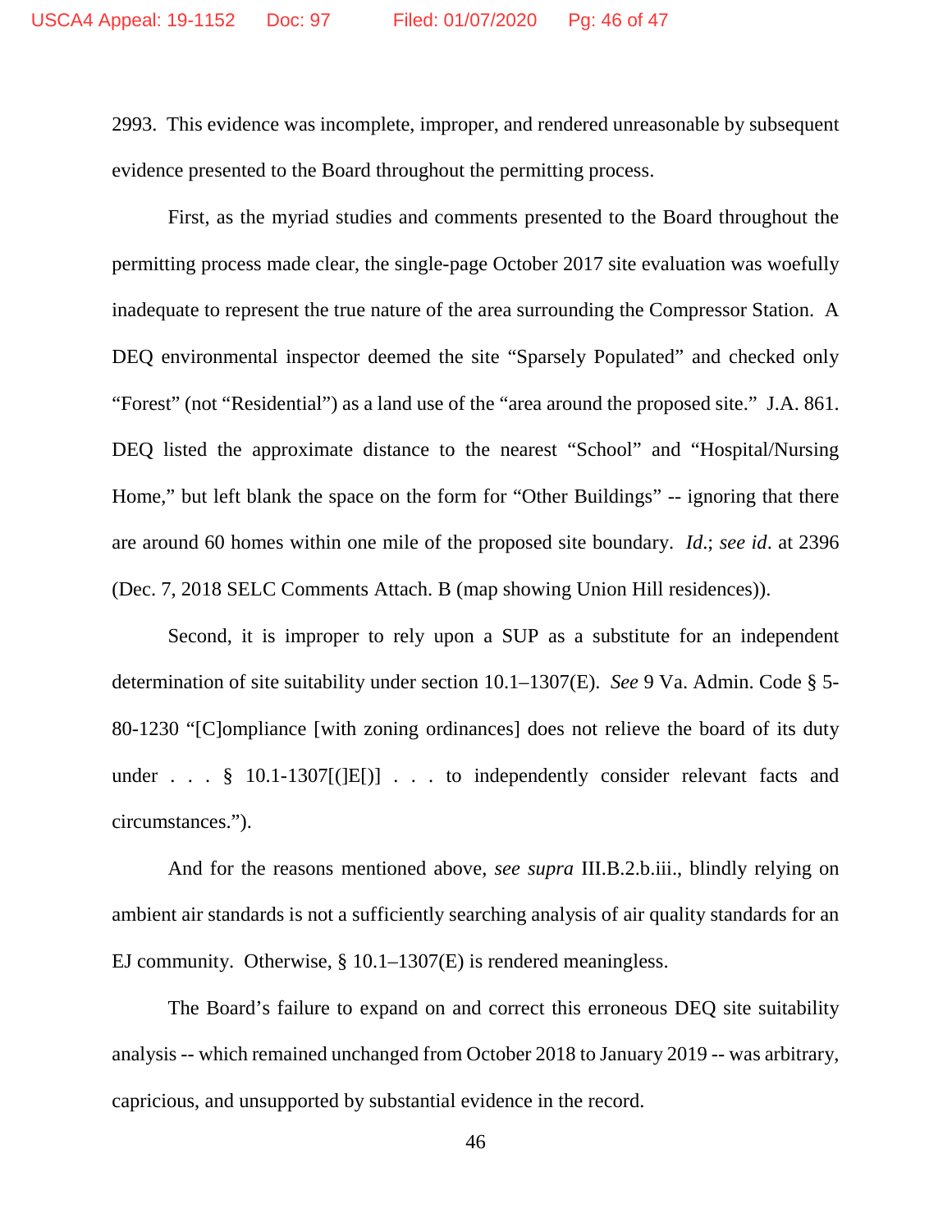2993. This evidence was incomplete, improper, and rendered unreasonable by subsequent evidence presented to the Board throughout the permitting process.

First, as the myriad studies and comments presented to the Board throughout the permitting process made clear, the single-page October 2017 site evaluation was woefully inadequate to represent the true nature of the area surrounding the Compressor Station. A DEQ environmental inspector deemed the site "Sparsely Populated" and checked only "Forest" (not "Residential") as a land use of the "area around the proposed site." J.A. 861. DEQ listed the approximate distance to the nearest "School" and "Hospital/Nursing Home," but left blank the space on the form for "Other Buildings" -- ignoring that there are around 60 homes within one mile of the proposed site boundary. *Id.*; *see id*. at 2396 (Dec. 7, 2018 SELC Comments Attach. B (map showing Union Hill residences)).

Second, it is improper to rely upon a SUP as a substitute for an independent determination of site suitability under section 10.1–1307(E). *See* 9 Va. Admin. Code § 5-80-1230 "[C]ompliance [with zoning ordinances] does not relieve the board of its duty under . . . § 10.1-1307[(]E[)] . . . to independently consider relevant facts and circumstances.").

And for the reasons mentioned above, *see supra* III.B.2.b.iii., blindly relying on ambient air standards is not a sufficiently searching analysis of air quality standards for an EJ community. Otherwise, § 10.1–1307(E) is rendered meaningless.

The Board's failure to expand on and correct this erroneous DEQ site suitability analysis -- which remained unchanged from October 2018 to January 2019 -- was arbitrary, capricious, and unsupported by substantial evidence in the record.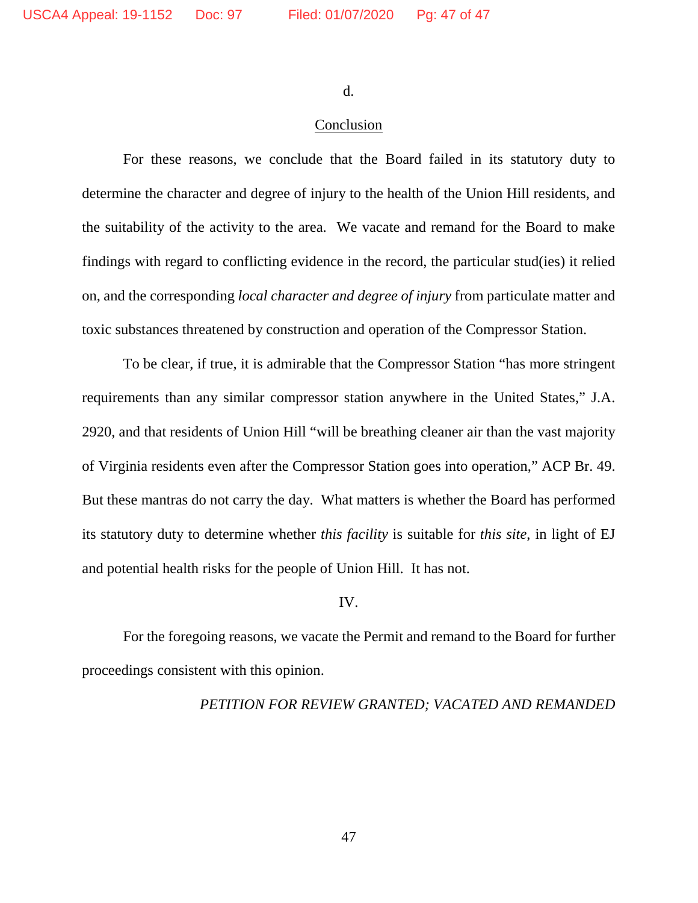d.

<u>Conclusion</u>

For these reasons, we conclude that the Board failed in its statutory duty to determine the character and degree of injury to the health of the Union Hill residents, and the suitability of the activity to the area. We vacate and remand for the Board to make findings with regard to conflicting evidence in the record, the particular stud(ies) it relied on, and the corresponding *local character and degree of injury* from particulate matter and toxic substances threatened by construction and operation of the Compressor Station.

To be clear, if true, it is admirable that the Compressor Station "has more stringent requirements than any similar compressor station anywhere in the United States," J.A. 2920, and that residents of Union Hill "will be breathing cleaner air than the vast majority of Virginia residents even after the Compressor Station goes into operation," ACP Br. 49. But these mantras do not carry the day. What matters is whether the Board has performed its statutory duty to determine whether *this facility* is suitable for *this site*, in light of EJ and potential health risks for the people of Union Hill. It has not.

IV.

For the foregoing reasons, we vacate the Permit and remand to the Board for further proceedings consistent with this opinion.

*PETITION FOR REVIEW GRANTED; VACATED AND REMANDED*